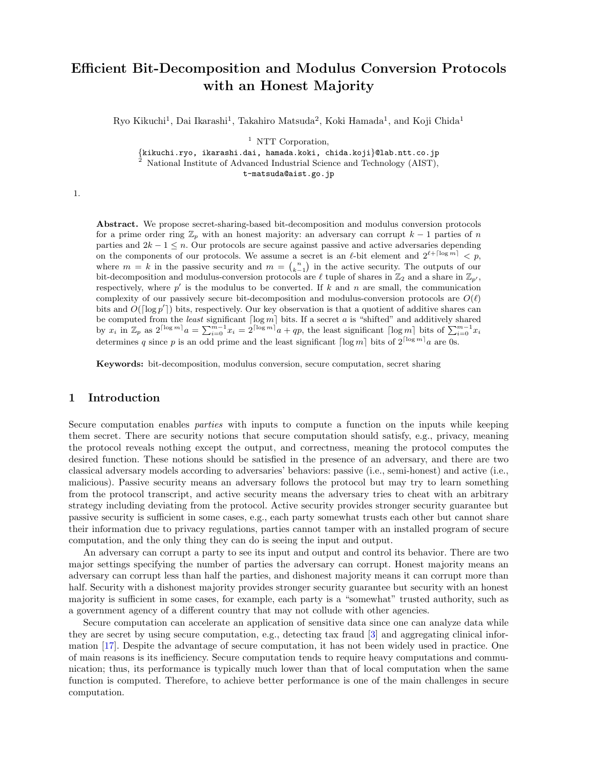# Efficient Bit-Decomposition and Modulus Conversion Protocols with an Honest Majority

Ryo Kikuchi[1], Dai Ikarashi[1], Takahiro Matsuda[2], Koki Hamada[1], and Koji Chida[1]

[1] NTT Corporation,
{kikuchi.ryo, ikarashi.dai, hamada.koki, chida.koji}@lab.ntt.co.jp
[2] National Institute of Advanced Industrial Science and Technology (AIST),
t-matsuda@aist.go.jp

1.

**Abstract.** We propose secret-sharing-based bit-decomposition and modulus conversion protocols for a prime order ring $\mathbb{Z}_p$ with an honest majority: an adversary can corrupt $k-1$ parties of $n$ parties and $2k-1 \leq n$. Our protocols are secure against passive and active adversaries depending on the components of our protocols. We assume a secret is an $\ell$-bit element and $2^{\ell+\lceil \log m \rceil} < p$, where $m = k$ in the passive security and $m = \binom{n}{k-1}$ in the active security. The outputs of our bit-decomposition and modulus-conversion protocols are $\ell$ tuple of shares in $\mathbb{Z}_2$ and a share in $\mathbb{Z}_{p'}$, respectively, where $p'$ is the modulus to be converted. If $k$ and $n$ are small, the communication complexity of our passively secure bit-decomposition and modulus-conversion protocols are $O(\ell)$ bits and $O(\lceil \log p' \rceil)$ bits, respectively. Our key observation is that a quotient of additive shares can be computed from the *least* significant $\lceil \log m \rceil$ bits. If a secret $a$ is "shifted" and additively shared by $x_i$ in $\mathbb{Z}_p$ as $2^{\lceil \log m \rceil}a = \sum_{i=0}^{m-1} x_i = 2^{\lceil \log m \rceil}a + qp$, the least significant $\lceil \log m \rceil$ bits of $\sum_{i=0}^{m-1} x_i$ determines $q$ since $p$ is an odd prime and the least significant $\lceil \log m \rceil$ bits of $2^{\lceil \log m \rceil}a$ are 0s.

**Keywords:** bit-decomposition, modulus conversion, secure computation, secret sharing

## 1 Introduction

Secure computation enables *parties* with inputs to compute a function on the inputs while keeping them secret. There are security notions that secure computation should satisfy, e.g., privacy, meaning the protocol reveals nothing except the output, and correctness, meaning the protocol computes the desired function. These notions should be satisfied in the presence of an adversary, and there are two classical adversary models according to adversaries' behaviors: passive (i.e., semi-honest) and active (i.e., malicious). Passive security means an adversary follows the protocol but may try to learn something from the protocol transcript, and active security means the adversary tries to cheat with an arbitrary strategy including deviating from the protocol. Active security provides stronger security guarantee but passive security is sufficient in some cases, e.g., each party somewhat trusts each other but cannot share their information due to privacy regulations, parties cannot tamper with an installed program of secure computation, and the only thing they can do is seeing the input and output.

An adversary can corrupt a party to see its input and output and control its behavior. There are two major settings specifying the number of parties the adversary can corrupt. Honest majority means an adversary can corrupt less than half the parties, and dishonest majority means it can corrupt more than half. Security with a dishonest majority provides stronger security guarantee but security with an honest majority is sufficient in some cases, for example, each party is a "somewhat" trusted authority, such as a government agency of a different country that may not collude with other agencies.

Secure computation can accelerate an application of sensitive data since one can analyze data while they are secret by using secure computation, e.g., detecting tax fraud [3] and aggregating clinical information [17]. Despite the advantage of secure computation, it has not been widely used in practice. One of main reasons is its inefficiency. Secure computation tends to require heavy computations and communication; thus, its performance is typically much lower than that of local computation when the same function is computed. Therefore, to achieve better performance is one of the main challenges in secure computation.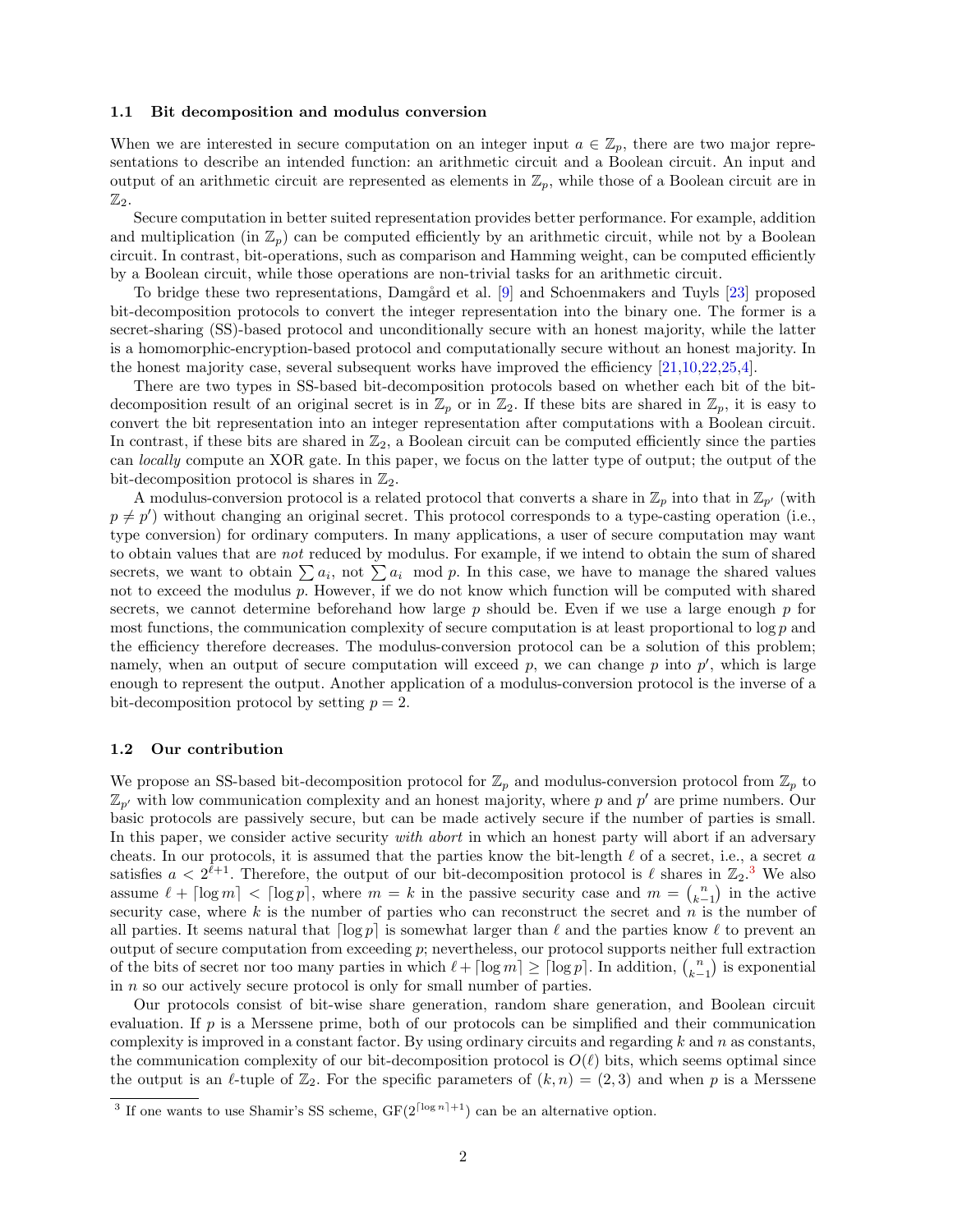### 1.1 Bit decomposition and modulus conversion

When we are interested in secure computation on an integer input $a \in \mathbb{Z}_p$, there are two major representations to describe an intended function: an arithmetic circuit and a Boolean circuit. An input and output of an arithmetic circuit are represented as elements in $\mathbb{Z}_p$, while those of a Boolean circuit are in $\mathbb{Z}_2$.

Secure computation in better suited representation provides better performance. For example, addition and multiplication (in $\mathbb{Z}_p$) can be computed efficiently by an arithmetic circuit, while not by a Boolean circuit. In contrast, bit-operations, such as comparison and Hamming weight, can be computed efficiently by a Boolean circuit, while those operations are non-trivial tasks for an arithmetic circuit.

To bridge these two representations, Damgård et al. [9] and Schoenmakers and Tuyls [23] proposed bit-decomposition protocols to convert the integer representation into the binary one. The former is a secret-sharing (SS)-based protocol and unconditionally secure with an honest majority, while the latter is a homomorphic-encryption-based protocol and computationally secure without an honest majority. In the honest majority case, several subsequent works have improved the efficiency [21,10,22,25,4].

There are two types in SS-based bit-decomposition protocols based on whether each bit of the bit-decomposition result of an original secret is in $\mathbb{Z}_p$ or in $\mathbb{Z}_2$. If these bits are shared in $\mathbb{Z}_p$, it is easy to convert the bit representation into an integer representation after computations with a Boolean circuit. In contrast, if these bits are shared in $\mathbb{Z}_2$, a Boolean circuit can be computed efficiently since the parties can *locally* compute an XOR gate. In this paper, we focus on the latter type of output; the output of the bit-decomposition protocol is shares in $\mathbb{Z}_2$.

A modulus-conversion protocol is a related protocol that converts a share in $\mathbb{Z}_p$ into that in $\mathbb{Z}_{p'}$ (with $p \neq p'$) without changing an original secret. This protocol corresponds to a type-casting operation (i.e., type conversion) for ordinary computers. In many applications, a user of secure computation may want to obtain values that are *not* reduced by modulus. For example, if we intend to obtain the sum of shared secrets, we want to obtain $\sum a_i$, not $\sum a_i \mod p$. In this case, we have to manage the shared values not to exceed the modulus $p$. However, if we do not know which function will be computed with shared secrets, we cannot determine beforehand how large $p$ should be. Even if we use a large enough $p$ for most functions, the communication complexity of secure computation is at least proportional to $\log p$ and the efficiency therefore decreases. The modulus-conversion protocol can be a solution of this problem; namely, when an output of secure computation will exceed $p$, we can change $p$ into $p'$, which is large enough to represent the output. Another application of a modulus-conversion protocol is the inverse of a bit-decomposition protocol by setting $p = 2$.

### 1.2 Our contribution

We propose an SS-based bit-decomposition protocol for $\mathbb{Z}_p$ and modulus-conversion protocol from $\mathbb{Z}_p$ to $\mathbb{Z}_{p'}$ with low communication complexity and an honest majority, where $p$ and $p'$ are prime numbers. Our basic protocols are passively secure, but can be made actively secure if the number of parties is small. In this paper, we consider active security *with abort* in which an honest party will abort if an adversary cheats. In our protocols, it is assumed that the parties know the bit-length $\ell$ of a secret, i.e., a secret $a$ satisfies $a < 2^{\ell+1}$. Therefore, the output of our bit-decomposition protocol is $\ell$ shares in $\mathbb{Z}_2$.[3] We also assume $\ell + \lceil \log m \rceil < \lceil \log p \rceil$, where $m = k$ in the passive security case and $m = \binom{n}{k-1}$ in the active security case, where $k$ is the number of parties who can reconstruct the secret and $n$ is the number of all parties. It seems natural that $\lceil \log p \rceil$ is somewhat larger than $\ell$ and the parties know $\ell$ to prevent an output of secure computation from exceeding $p$; nevertheless, our protocol supports neither full extraction of the bits of secret nor too many parties in which $\ell + \lceil \log m \rceil \geq \lceil \log p \rceil$. In addition, $\binom{n}{k-1}$ is exponential in $n$ so our actively secure protocol is only for small number of parties.

Our protocols consist of bit-wise share generation, random share generation, and Boolean circuit evaluation. If $p$ is a Merssene prime, both of our protocols can be simplified and their communication complexity is improved in a constant factor. By using ordinary circuits and regarding $k$ and $n$ as constants, the communication complexity of our bit-decomposition protocol is $O(\ell)$ bits, which seems optimal since the output is an $\ell$-tuple of $\mathbb{Z}_2$. For the specific parameters of $(k, n) = (2, 3)$ and when $p$ is a Merssene

[3] If one wants to use Shamir's SS scheme, $\mathrm{GF}(2^{\lceil \log n \rceil + 1})$ can be an alternative option.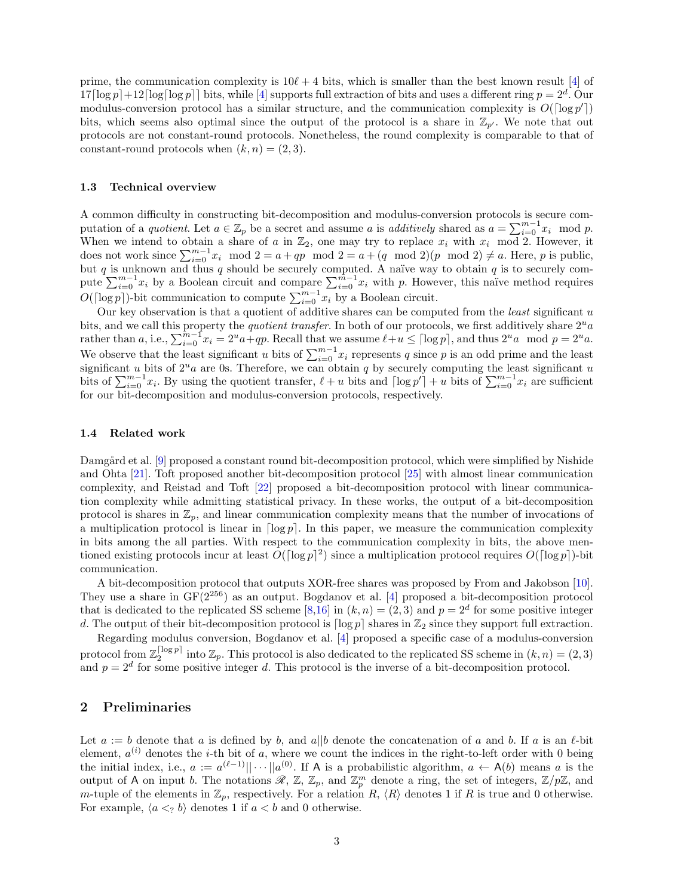prime, the communication complexity is $10\ell + 4$ bits, which is smaller than the best known result [4] of $17\lceil \log p \rceil + 12\lceil \log \lceil \log p \rceil \rceil$ bits, while [4] supports full extraction of bits and uses a different ring $p = 2^d$. Our modulus-conversion protocol has a similar structure, and the communication complexity is $O(\lceil \log p' \rceil)$ bits, which seems also optimal since the output of the protocol is a share in $\mathbb{Z}_{p'}$. We note that out protocols are not constant-round protocols. Nonetheless, the round complexity is comparable to that of constant-round protocols when $(k, n) = (2, 3)$.

### 1.3 Technical overview

A common difficulty in constructing bit-decomposition and modulus-conversion protocols is secure computation of a *quotient*. Let $a \in \mathbb{Z}_p$ be a secret and assume $a$ is *additively* shared as $a = \sum_{i=0}^{m-1} x_i \mod p$. When we intend to obtain a share of $a$ in $\mathbb{Z}_2$, one may try to replace $x_i$ with $x_i \mod 2$. However, it does not work since $\sum_{i=0}^{m-1} x_i \mod 2 = a + qp \mod 2 = a + (q \mod 2)(p \mod 2) \neq a$. Here, $p$ is public, but $q$ is unknown and thus $q$ should be securely computed. A naïve way to obtain $q$ is to securely compute $\sum_{i=0}^{m-1} x_i$ by a Boolean circuit and compare $\sum_{i=0}^{m-1} x_i$ with $p$. However, this naïve method requires $O(\lceil \log p \rceil)$-bit communication to compute $\sum_{i=0}^{m-1} x_i$ by a Boolean circuit.

Our key observation is that a quotient of additive shares can be computed from the *least* significant $u$ bits, and we call this property the *quotient transfer*. In both of our protocols, we first additively share $2^u a$ rather than $a$, i.e., $\sum_{i=0}^{m-1} x_i = 2^u a + qp$. Recall that we assume $\ell + u \leq \lceil \log p \rceil$, and thus $2^u a \mod p = 2^u a$. We observe that the least significant $u$ bits of $\sum_{i=0}^{m-1} x_i$ represents $q$ since $p$ is an odd prime and the least significant $u$ bits of $2^u a$ are 0s. Therefore, we can obtain $q$ by securely computing the least significant $u$ bits of $\sum_{i=0}^{m-1} x_i$. By using the quotient transfer, $\ell + u$ bits and $\lceil \log p' \rceil + u$ bits of $\sum_{i=0}^{m-1} x_i$ are sufficient for our bit-decomposition and modulus-conversion protocols, respectively.

### 1.4 Related work

Damgård et al. [9] proposed a constant round bit-decomposition protocol, which were simplified by Nishide and Ohta [21]. Toft proposed another bit-decomposition protocol [25] with almost linear communication complexity, and Reistad and Toft [22] proposed a bit-decomposition protocol with linear communication complexity while admitting statistical privacy. In these works, the output of a bit-decomposition protocol is shares in $\mathbb{Z}_p$, and linear communication complexity means that the number of invocations of a multiplication protocol is linear in $\lceil \log p \rceil$. In this paper, we measure the communication complexity in bits among the all parties. With respect to the communication complexity in bits, the above mentioned existing protocols incur at least $O(\lceil \log p \rceil^2)$ since a multiplication protocol requires $O(\lceil \log p \rceil)$-bit communication.

A bit-decomposition protocol that outputs XOR-free shares was proposed by From and Jakobson [10]. They use a share in $\mathrm{GF}(2^{256})$ as an output. Bogdanov et al. [4] proposed a bit-decomposition protocol that is dedicated to the replicated SS scheme [8,16] in $(k, n) = (2, 3)$ and $p = 2^d$ for some positive integer $d$. The output of their bit-decomposition protocol is $\lceil \log p \rceil$ shares in $\mathbb{Z}_2$ since they support full extraction.

Regarding modulus conversion, Bogdanov et al. [4] proposed a specific case of a modulus-conversion protocol from $\mathbb{Z}_2^{\lceil \log p \rceil}$ into $\mathbb{Z}_p$. This protocol is also dedicated to the replicated SS scheme in $(k, n) = (2, 3)$ and $p = 2^d$ for some positive integer $d$. This protocol is the inverse of a bit-decomposition protocol.

## 2 Preliminaries

Let $a := b$ denote that $a$ is defined by $b$, and $a||b$ denote the concatenation of $a$ and $b$. If $a$ is an $\ell$-bit element, $a^{(i)}$ denotes the $i$-th bit of $a$, where we count the indices in the right-to-left order with 0 being the initial index, i.e., $a := a^{(\ell-1)}|| \cdots ||a^{(0)}$. If $\mathsf{A}$ is a probabilistic algorithm, $a \leftarrow \mathsf{A}(b)$ means $a$ is the output of $\mathsf{A}$ on input $b$. The notations $\mathscr{R}$, $\mathbb{Z}$, $\mathbb{Z}_p$, and $\mathbb{Z}_p^m$ denote a ring, the set of integers, $\mathbb{Z}/p\mathbb{Z}$, and $m$-tuple of the elements in $\mathbb{Z}_p$, respectively. For a relation $R$, $\langle R \rangle$ denotes 1 if $R$ is true and 0 otherwise. For example, $\langle a <_? b \rangle$ denotes 1 if $a < b$ and 0 otherwise.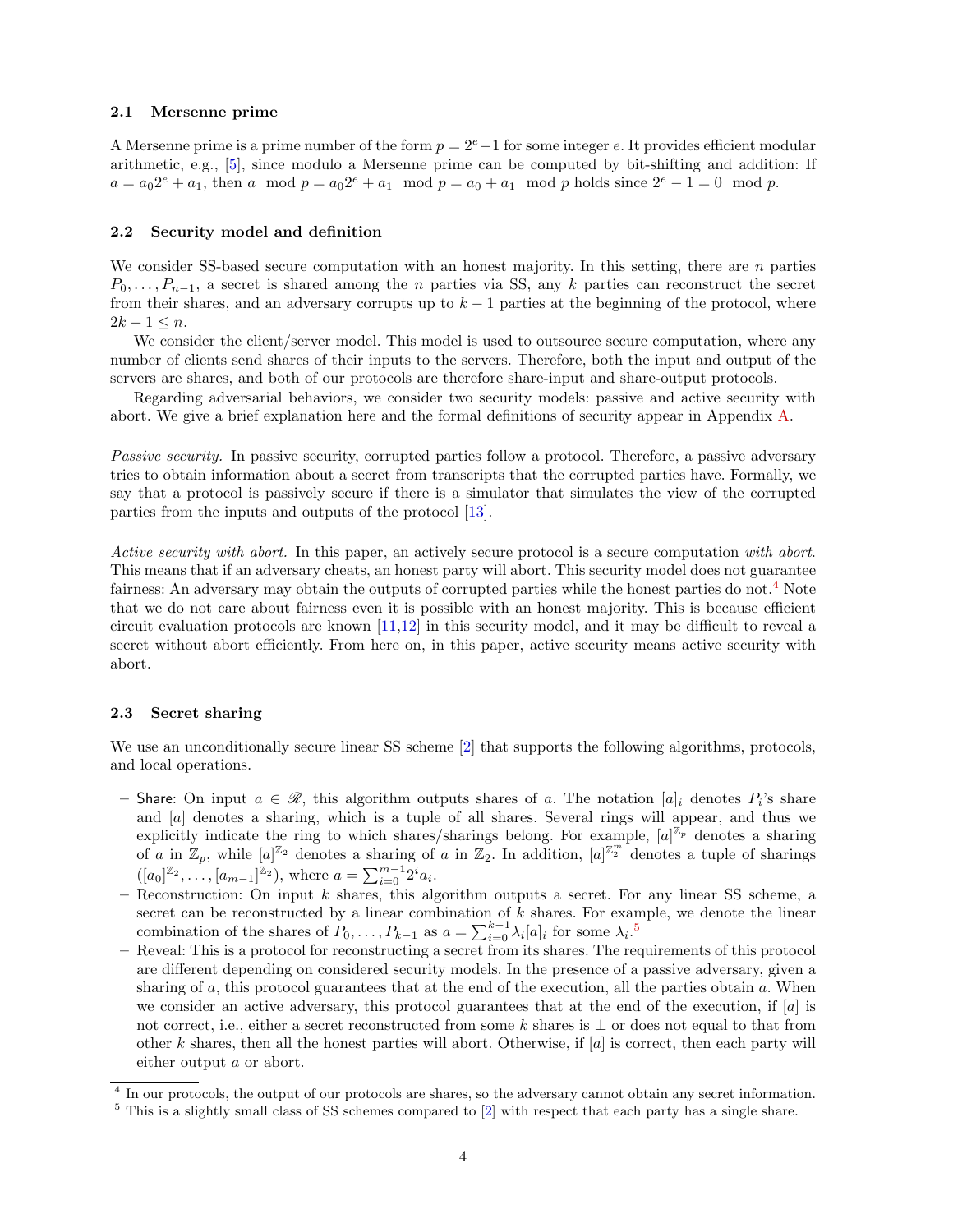### 2.1 Mersenne prime

A Mersenne prime is a prime number of the form $p = 2^e - 1$ for some integer $e$. It provides efficient modular arithmetic, e.g., [5], since modulo a Mersenne prime can be computed by bit-shifting and addition: If $a = a_0 2^e + a_1$, then $a \mod p = a_0 2^e + a_1 \mod p = a_0 + a_1 \mod p$ holds since $2^e - 1 = 0 \mod p$.

### 2.2 Security model and definition

We consider SS-based secure computation with an honest majority. In this setting, there are $n$ parties $P_0, \ldots, P_{n-1}$, a secret is shared among the $n$ parties via SS, any $k$ parties can reconstruct the secret from their shares, and an adversary corrupts up to $k-1$ parties at the beginning of the protocol, where $2k - 1 \leq n$.

We consider the client/server model. This model is used to outsource secure computation, where any number of clients send shares of their inputs to the servers. Therefore, both the input and output of the servers are shares, and both of our protocols are therefore share-input and share-output protocols.

Regarding adversarial behaviors, we consider two security models: passive and active security with abort. We give a brief explanation here and the formal definitions of security appear in Appendix A.

*Passive security.* In passive security, corrupted parties follow a protocol. Therefore, a passive adversary tries to obtain information about a secret from transcripts that the corrupted parties have. Formally, we say that a protocol is passively secure if there is a simulator that simulates the view of the corrupted parties from the inputs and outputs of the protocol [13].

*Active security with abort.* In this paper, an actively secure protocol is a secure computation *with abort*. This means that if an adversary cheats, an honest party will abort. This security model does not guarantee fairness: An adversary may obtain the outputs of corrupted parties while the honest parties do not.[4] Note that we do not care about fairness even it is possible with an honest majority. This is because efficient circuit evaluation protocols are known [11,12] in this security model, and it may be difficult to reveal a secret without abort efficiently. From here on, in this paper, active security means active security with abort.

### 2.3 Secret sharing

We use an unconditionally secure linear SS scheme [2] that supports the following algorithms, protocols, and local operations.

- Share: On input $a \in \mathscr{R}$, this algorithm outputs shares of $a$. The notation $[a]_i$ denotes $P_i$'s share and $[a]$ denotes a sharing, which is a tuple of all shares. Several rings will appear, and thus we explicitly indicate the ring to which shares/sharings belong. For example, $[a]^{\mathbb{Z}_p}$ denotes a sharing of $a$ in $\mathbb{Z}_p$, while $[a]^{\mathbb{Z}_2}$ denotes a sharing of $a$ in $\mathbb{Z}_2$. In addition, $[a]^{\mathbb{Z}_2^m}$ denotes a tuple of sharings $([a_0]^{\mathbb{Z}_2}, \ldots, [a_{m-1}]^{\mathbb{Z}_2})$, where $a = \sum_{i=0}^{m-1} 2^i a_i$.
- Reconstruction: On input $k$ shares, this algorithm outputs a secret. For any linear SS scheme, a secret can be reconstructed by a linear combination of $k$ shares. For example, we denote the linear combination of the shares of $P_0, \ldots, P_{k-1}$ as $a = \sum_{i=0}^{k-1} \lambda_i [a]_i$ for some $\lambda_i$.[5]
- Reveal: This is a protocol for reconstructing a secret from its shares. The requirements of this protocol are different depending on considered security models. In the presence of a passive adversary, given a sharing of $a$, this protocol guarantees that at the end of the execution, all the parties obtain $a$. When we consider an active adversary, this protocol guarantees that at the end of the execution, if $[a]$ is not correct, i.e., either a secret reconstructed from some $k$ shares is $\perp$ or does not equal to that from other $k$ shares, then all the honest parties will abort. Otherwise, if $[a]$ is correct, then each party will either output $a$ or abort.

[4] In our protocols, the output of our protocols are shares, so the adversary cannot obtain any secret information.

[5] This is a slightly small class of SS schemes compared to [2] with respect that each party has a single share.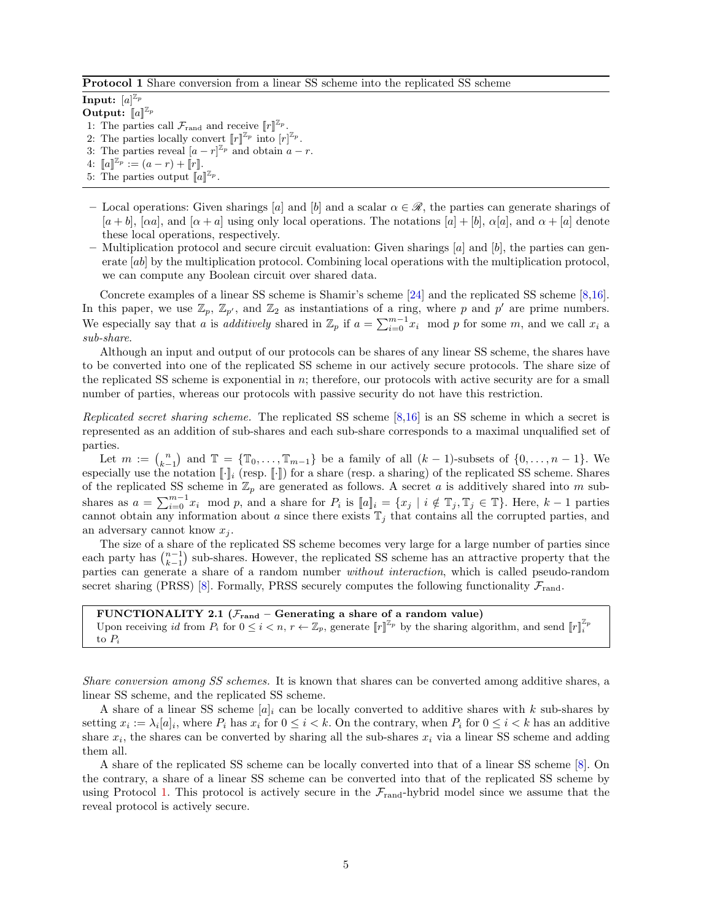**Protocol 1** Share conversion from a linear SS scheme into the replicated SS scheme

**Input:** $[a]^{\mathbb{Z}_p}$

**Output:** $[\![a]\!]^{\mathbb{Z}_p}$

1: The parties call $\mathcal{F}_{\mathrm{rand}}$ and receive $[\![r]\!]^{\mathbb{Z}_p}$.
2: The parties locally convert $[\![r]\!]^{\mathbb{Z}_p}$ into $[r]^{\mathbb{Z}_p}$.
3: The parties reveal $[a-r]^{\mathbb{Z}_p}$ and obtain $a-r$.
4: $[\![a]\!]^{\mathbb{Z}_p} := (a-r) + [\![r]\!]$.
5: The parties output $[\![a]\!]^{\mathbb{Z}_p}$.

- Local operations: Given sharings $[a]$ and $[b]$ and a scalar $\alpha \in \mathscr{R}$, the parties can generate sharings of $[a+b]$, $[\alpha a]$, and $[\alpha + a]$ using only local operations. The notations $[a]+[b]$, $\alpha[a]$, and $\alpha + [a]$ denote these local operations, respectively.
- Multiplication protocol and secure circuit evaluation: Given sharings $[a]$ and $[b]$, the parties can generate $[ab]$ by the multiplication protocol. Combining local operations with the multiplication protocol, we can compute any Boolean circuit over shared data.

Concrete examples of a linear SS scheme is Shamir's scheme [24] and the replicated SS scheme [8,16]. In this paper, we use $\mathbb{Z}_p$, $\mathbb{Z}_{p'}$, and $\mathbb{Z}_2$ as instantiations of a ring, where $p$ and $p'$ are prime numbers. We especially say that $a$ is *additively* shared in $\mathbb{Z}_p$ if $a = \sum_{i=0}^{m-1} x_i \mod p$ for some $m$, and we call $x_i$ a *sub-share*.

Although an input and output of our protocols can be shares of any linear SS scheme, the shares have to be converted into one of the replicated SS scheme in our actively secure protocols. The share size of the replicated SS scheme is exponential in $n$; therefore, our protocols with active security are for a small number of parties, whereas our protocols with passive security do not have this restriction.

*Replicated secret sharing scheme.* The replicated SS scheme [8,16] is an SS scheme in which a secret is represented as an addition of sub-shares and each sub-share corresponds to a maximal unqualified set of parties.

Let $m := \binom{n}{k-1}$ and $\mathbb{T} = \{\mathbb{T}_0, \ldots, \mathbb{T}_{m-1}\}$ be a family of all $(k-1)$-subsets of $\{0, \ldots, n-1\}$. We especially use the notation $[\![\cdot]\!]_i$ (resp. $[\![\cdot]\!]$) for a share (resp. a sharing) of the replicated SS scheme. Shares of the replicated SS scheme in $\mathbb{Z}_p$ are generated as follows. A secret $a$ is additively shared into $m$ sub-shares as $a = \sum_{i=0}^{m-1} x_i \mod p$, and a share for $P_i$ is $[\![a]\!]_i = \{x_j \mid i \notin \mathbb{T}_j, \mathbb{T}_j \in \mathbb{T}\}$. Here, $k-1$ parties cannot obtain any information about $a$ since there exists $\mathbb{T}_j$ that contains all the corrupted parties, and an adversary cannot know $x_j$.

The size of a share of the replicated SS scheme becomes very large for a large number of parties since each party has $\binom{n-1}{k-1}$ sub-shares. However, the replicated SS scheme has an attractive property that the parties can generate a share of a random number *without interaction*, which is called pseudo-random secret sharing (PRSS) [8]. Formally, PRSS securely computes the following functionality $\mathcal{F}_{\mathrm{rand}}$.

**FUNCTIONALITY 2.1 ($\mathcal{F}_{\mathrm{rand}}$ – Generating a share of a random value)**
Upon receiving $id$ from $P_i$ for $0 \leq i < n$, $r \leftarrow \mathbb{Z}_p$, generate $[\![r]\!]^{\mathbb{Z}_p}$ by the sharing algorithm, and send $[\![r]\!]_i^{\mathbb{Z}_p}$ to $P_i$

*Share conversion among SS schemes.* It is known that shares can be converted among additive shares, a linear SS scheme, and the replicated SS scheme.

A share of a linear SS scheme $[a]_i$ can be locally converted to additive shares with $k$ sub-shares by setting $x_i := \lambda_i [a]_i$, where $P_i$ has $x_i$ for $0 \leq i < k$. On the contrary, when $P_i$ for $0 \leq i < k$ has an additive share $x_i$, the shares can be converted by sharing all the sub-shares $x_i$ via a linear SS scheme and adding them all.

A share of the replicated SS scheme can be locally converted into that of a linear SS scheme [8]. On the contrary, a share of a linear SS scheme can be converted into that of the replicated SS scheme by using Protocol 1. This protocol is actively secure in the $\mathcal{F}_{\mathrm{rand}}$-hybrid model since we assume that the reveal protocol is actively secure.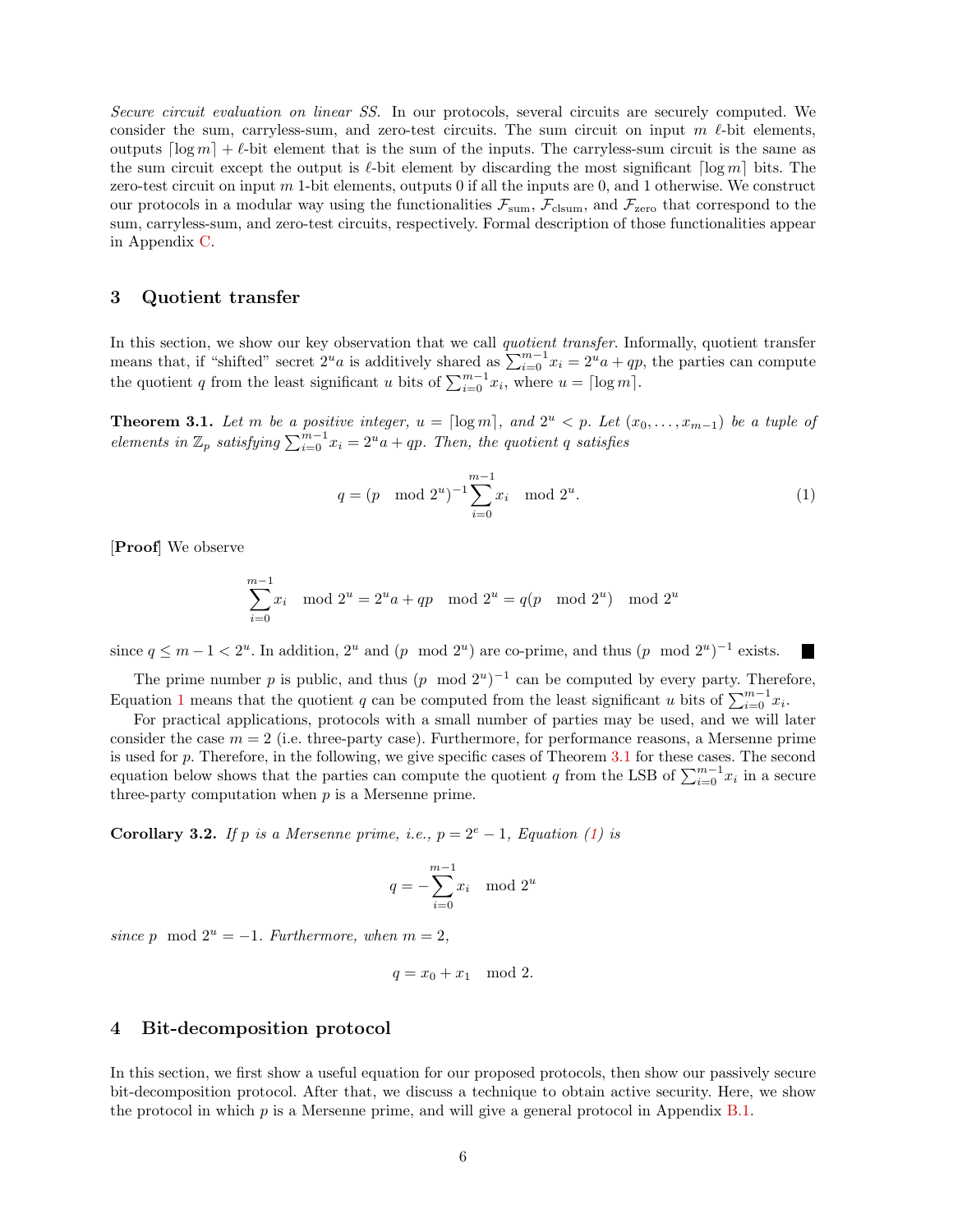*Secure circuit evaluation on linear SS.* In our protocols, several circuits are securely computed. We consider the sum, carryless-sum, and zero-test circuits. The sum circuit on input $m$ $\ell$-bit elements, outputs $\lceil \log m \rceil + \ell$-bit element that is the sum of the inputs. The carryless-sum circuit is the same as the sum circuit except the output is $\ell$-bit element by discarding the most significant $\lceil \log m \rceil$ bits. The zero-test circuit on input $m$ 1-bit elements, outputs 0 if all the inputs are 0, and 1 otherwise. We construct our protocols in a modular way using the functionalities $\mathcal{F}_{\text{sum}}$, $\mathcal{F}_{\text{clsum}}$, and $\mathcal{F}_{\text{zero}}$ that correspond to the sum, carryless-sum, and zero-test circuits, respectively. Formal description of those functionalities appear in Appendix C.

## 3 Quotient transfer

In this section, we show our key observation that we call *quotient transfer*. Informally, quotient transfer means that, if "shifted" secret $2^u a$ is additively shared as $\sum_{i=0}^{m-1} x_i = 2^u a + qp$, the parties can compute the quotient $q$ from the least significant $u$ bits of $\sum_{i=0}^{m-1} x_i$, where $u = \lceil \log m \rceil$.

**Theorem 3.1.** *Let $m$ be a positive integer, $u = \lceil \log m \rceil$, and $2^u < p$. Let $(x_0, \ldots, x_{m-1})$ be a tuple of elements in $\mathbb{Z}_p$ satisfying $\sum_{i=0}^{m-1} x_i = 2^u a + qp$. Then, the quotient $q$ satisfies*

$$q = (p \mod 2^u)^{-1} \sum_{i=0}^{m-1} x_i \mod 2^u. \tag{1}$$

[**Proof**] We observe

$$\sum_{i=0}^{m-1} x_i \mod 2^u = 2^u a + qp \mod 2^u = q(p \mod 2^u) \mod 2^u$$

since $q \leq m - 1 < 2^u$. In addition, $2^u$ and $(p \mod 2^u)$ are co-prime, and thus $(p \mod 2^u)^{-1}$ exists. ∎

The prime number $p$ is public, and thus $(p \mod 2^u)^{-1}$ can be computed by every party. Therefore, Equation 1 means that the quotient $q$ can be computed from the least significant $u$ bits of $\sum_{i=0}^{m-1} x_i$.

For practical applications, protocols with a small number of parties may be used, and we will later consider the case $m = 2$ (i.e. three-party case). Furthermore, for performance reasons, a Mersenne prime is used for $p$. Therefore, in the following, we give specific cases of Theorem 3.1 for these cases. The second equation below shows that the parties can compute the quotient $q$ from the LSB of $\sum_{i=0}^{m-1} x_i$ in a secure three-party computation when $p$ is a Mersenne prime.

**Corollary 3.2.** *If $p$ is a Mersenne prime, i.e., $p = 2^e - 1$, Equation (1) is*

$$q = -\sum_{i=0}^{m-1} x_i \mod 2^u$$

*since $p \mod 2^u = -1$. Furthermore, when $m = 2$,*

$$q = x_0 + x_1 \mod 2.$$

## 4 Bit-decomposition protocol

In this section, we first show a useful equation for our proposed protocols, then show our passively secure bit-decomposition protocol. After that, we discuss a technique to obtain active security. Here, we show the protocol in which $p$ is a Mersenne prime, and will give a general protocol in Appendix B.1.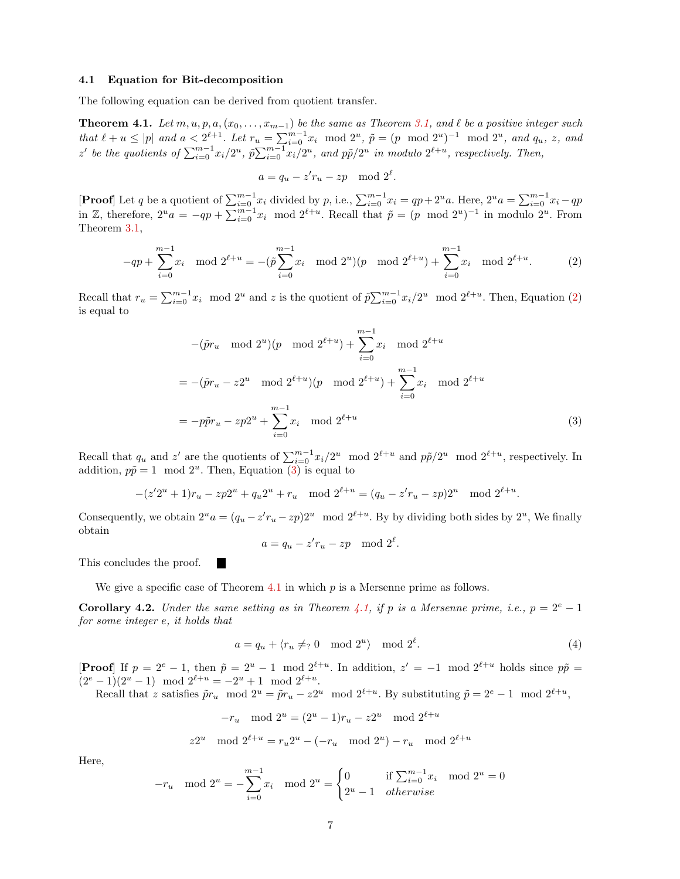### 4.1 Equation for Bit-decomposition

The following equation can be derived from quotient transfer.

**Theorem 4.1.** *Let $m, u, p, a, (x_0, \ldots, x_{m-1})$ be the same as Theorem 3.1, and $\ell$ be a positive integer such that $\ell + u \leq |p|$ and $a < 2^{\ell+1}$. Let $r_u = \sum_{i=0}^{m-1} x_i \mod 2^u$, $\tilde{p} = (p \mod 2^u)^{-1} \mod 2^u$, and $q_u$, $z$, and $z'$ be the quotients of $\sum_{i=0}^{m-1} x_i / 2^u$, $\tilde{p}\sum_{i=0}^{m-1} x_i / 2^u$, and $p\tilde{p}/2^u$ in modulo $2^{\ell+u}$, respectively. Then,*

$$a = q_u - z' r_u - zp \mod 2^\ell.$$

[**Proof**] Let $q$ be a quotient of $\sum_{i=0}^{m-1} x_i$ divided by $p$, i.e., $\sum_{i=0}^{m-1} x_i = qp + 2^u a$. Here, $2^u a = \sum_{i=0}^{m-1} x_i - qp$ in $\mathbb{Z}$, therefore, $2^u a = -qp + \sum_{i=0}^{m-1} x_i \mod 2^{\ell+u}$. Recall that $\tilde{p} = (p \mod 2^u)^{-1}$ in modulo $2^u$. From Theorem 3.1,

$$-qp + \sum_{i=0}^{m-1} x_i \mod 2^{\ell+u} = -(\tilde{p}\sum_{i=0}^{m-1} x_i \mod 2^u)(p \mod 2^{\ell+u}) + \sum_{i=0}^{m-1} x_i \mod 2^{\ell+u}. \tag{2}$$

Recall that $r_u = \sum_{i=0}^{m-1} x_i \mod 2^u$ and $z$ is the quotient of $\tilde{p}\sum_{i=0}^{m-1} x_i / 2^u \mod 2^{\ell+u}$. Then, Equation (2) is equal to

$$\begin{aligned}
&-(\tilde{p} r_u \mod 2^u)(p \mod 2^{\ell+u}) + \sum_{i=0}^{m-1} x_i \mod 2^{\ell+u} \\
&= -(\tilde{p} r_u - z 2^u \mod 2^{\ell+u})(p \mod 2^{\ell+u}) + \sum_{i=0}^{m-1} x_i \mod 2^{\ell+u} \\
&= -p\tilde{p} r_u - zp2^u + \sum_{i=0}^{m-1} x_i \mod 2^{\ell+u}
\end{aligned} \tag{3}$$

Recall that $q_u$ and $z'$ are the quotients of $\sum_{i=0}^{m-1} x_i / 2^u \mod 2^{\ell+u}$ and $p\tilde{p}/2^u \mod 2^{\ell+u}$, respectively. In addition, $p\tilde{p} = 1 \mod 2^u$. Then, Equation (3) is equal to

$$-(z' 2^u + 1) r_u - zp2^u + q_u 2^u + r_u \mod 2^{\ell+u} = (q_u - z' r_u - zp) 2^u \mod 2^{\ell+u}.$$

Consequently, we obtain $2^u a = (q_u - z' r_u - zp) 2^u \mod 2^{\ell+u}$. By by dividing both sides by $2^u$, We finally obtain

$$a = q_u - z' r_u - zp \mod 2^\ell.$$

This concludes the proof. ■

We give a specific case of Theorem 4.1 in which $p$ is a Mersenne prime as follows.

**Corollary 4.2.** *Under the same setting as in Theorem 4.1, if $p$ is a Mersenne prime, i.e., $p = 2^e - 1$ for some integer $e$, it holds that*

$$a = q_u + \langle r_u \neq_? 0 \mod 2^u \rangle \mod 2^\ell. \tag{4}$$

[**Proof**] If $p = 2^e - 1$, then $\tilde{p} = 2^u - 1 \mod 2^{\ell+u}$. In addition, $z' = -1 \mod 2^{\ell+u}$ holds since $p\tilde{p} = (2^e - 1)(2^u - 1) \mod 2^{\ell+u} = -2^u + 1 \mod 2^{\ell+u}$.

Recall that $z$ satisfies $\tilde{p} r_u \mod 2^u = \tilde{p} r_u - z 2^u \mod 2^{\ell+u}$. By substituting $\tilde{p} = 2^e - 1 \mod 2^{\ell+u}$,

$$-r_u \mod 2^u = (2^u - 1) r_u - z 2^u \mod 2^{\ell+u}$$

$$z 2^u \mod 2^{\ell+u} = r_u 2^u - (-r_u \mod 2^u) - r_u \mod 2^{\ell+u}$$

Here,

$$-r_u \mod 2^u = -\sum_{i=0}^{m-1} x_i \mod 2^u = \begin{cases} 0 & \text{if } \sum_{i=0}^{m-1} x_i \mod 2^u = 0 \\ 2^u - 1 & \textit{otherwise} \end{cases}$$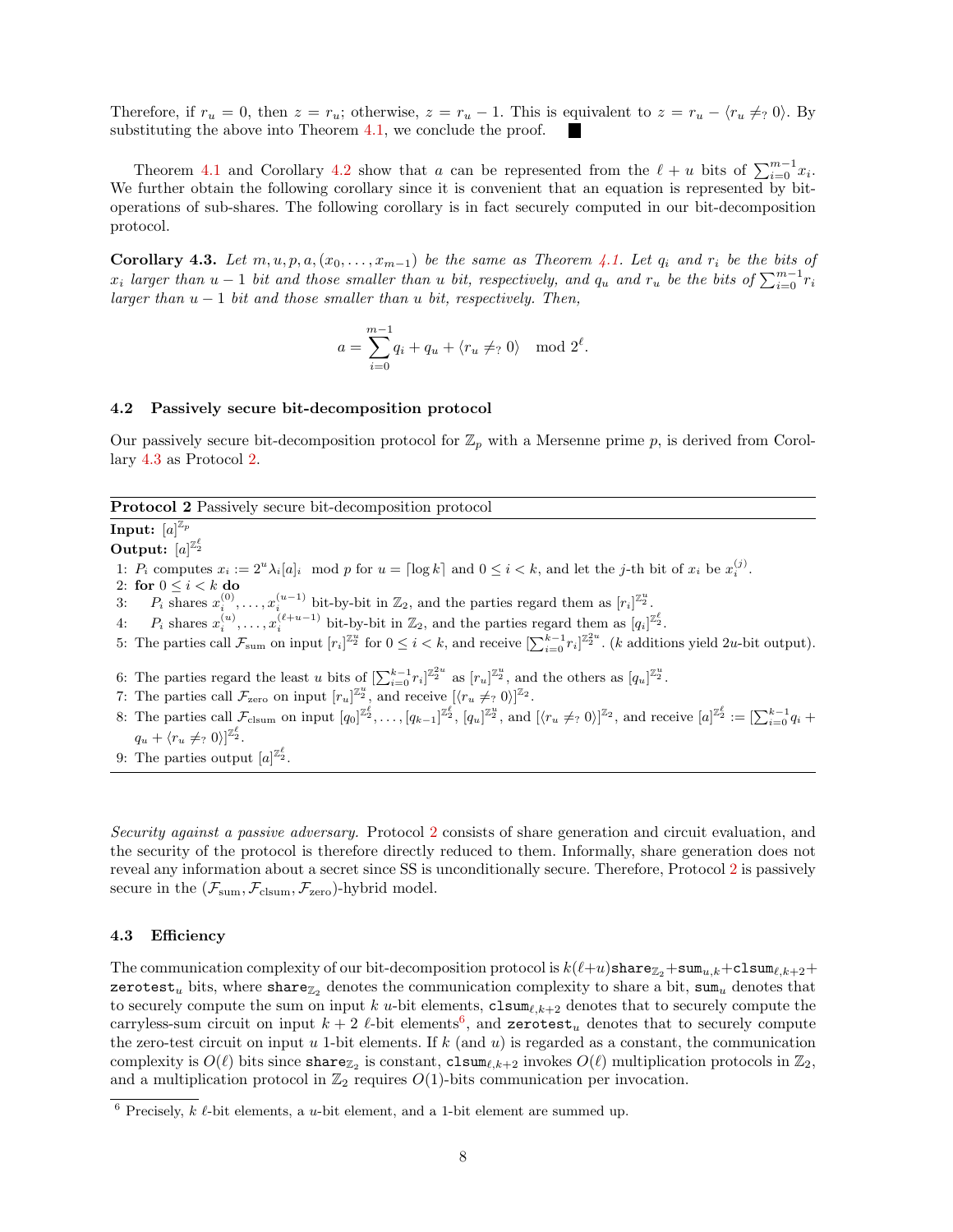Therefore, if $r_u = 0$, then $z = r_u$; otherwise, $z = r_u - 1$. This is equivalent to $z = r_u - \langle r_u \neq_? 0 \rangle$. By substituting the above into Theorem 4.1, we conclude the proof. ■

Theorem 4.1 and Corollary 4.2 show that $a$ can be represented from the $\ell + u$ bits of $\sum_{i=0}^{m-1} x_i$. We further obtain the following corollary since it is convenient that an equation is represented by bit-operations of sub-shares. The following corollary is in fact securely computed in our bit-decomposition protocol.

**Corollary 4.3.** *Let $m, u, p, a, (x_0, \ldots, x_{m-1})$ be the same as Theorem 4.1. Let $q_i$ and $r_i$ be the bits of $x_i$ larger than $u-1$ bit and those smaller than $u$ bit, respectively, and $q_u$ and $r_u$ be the bits of $\sum_{i=0}^{m-1} r_i$ larger than $u-1$ bit and those smaller than $u$ bit, respectively. Then,*

$$a = \sum_{i=0}^{m-1} q_i + q_u + \langle r_u \neq_? 0 \rangle \mod 2^\ell.$$

### 4.2 Passively secure bit-decomposition protocol

Our passively secure bit-decomposition protocol for $\mathbb{Z}_p$ with a Mersenne prime $p$, is derived from Corollary 4.3 as Protocol 2.

---

**Protocol 2** Passively secure bit-decomposition protocol

---

**Input:** $[a]^{\mathbb{Z}_p}$

**Output:** $[a]^{\mathbb{Z}_2^\ell}$

1: $P_i$ computes $x_i := 2^u \lambda_i [a]_i \mod p$ for $u = \lceil \log k \rceil$ and $0 \le i < k$, and let the $j$-th bit of $x_i$ be $x_i^{(j)}$.

2: **for** $0 \le i < k$ **do**

3: $\quad P_i$ shares $x_i^{(0)}, \ldots, x_i^{(u-1)}$ bit-by-bit in $\mathbb{Z}_2$, and the parties regard them as $[r_i]^{\mathbb{Z}_2^u}$.

4: $\quad P_i$ shares $x_i^{(u)}, \ldots, x_i^{(\ell+u-1)}$ bit-by-bit in $\mathbb{Z}_2$, and the parties regard them as $[q_i]^{\mathbb{Z}_2^\ell}$.

5: The parties call $\mathcal{F}_{\mathrm{sum}}$ on input $[r_i]^{\mathbb{Z}_2^u}$ for $0 \le i < k$, and receive $[\sum_{i=0}^{k-1} r_i]^{\mathbb{Z}_2^{2u}}$. ($k$ additions yield $2u$-bit output).

6: The parties regard the least $u$ bits of $[\sum_{i=0}^{k-1} r_i]^{\mathbb{Z}_2^{2u}}$ as $[r_u]^{\mathbb{Z}_2^u}$, and the others as $[q_u]^{\mathbb{Z}_2^u}$.

7: The parties call $\mathcal{F}_{\mathrm{zero}}$ on input $[r_u]^{\mathbb{Z}_2^u}$, and receive $[\langle r_u \neq_? 0 \rangle]^{\mathbb{Z}_2}$.

8: The parties call $\mathcal{F}_{\mathrm{clsum}}$ on input $[q_0]^{\mathbb{Z}_2^\ell}, \ldots, [q_{k-1}]^{\mathbb{Z}_2^\ell}, [q_u]^{\mathbb{Z}_2^u}$, and $[\langle r_u \neq_? 0 \rangle]^{\mathbb{Z}_2}$, and receive $[a]^{\mathbb{Z}_2^\ell} := [\sum_{i=0}^{k-1} q_i + q_u + \langle r_u \neq_? 0 \rangle]^{\mathbb{Z}_2^\ell}$.

9: The parties output $[a]^{\mathbb{Z}_2^\ell}$.

---

*Security against a passive adversary.* Protocol 2 consists of share generation and circuit evaluation, and the security of the protocol is therefore directly reduced to them. Informally, share generation does not reveal any information about a secret since SS is unconditionally secure. Therefore, Protocol 2 is passively secure in the $(\mathcal{F}_{\mathrm{sum}}, \mathcal{F}_{\mathrm{clsum}}, \mathcal{F}_{\mathrm{zero}})$-hybrid model.

### 4.3 Efficiency

The communication complexity of our bit-decomposition protocol is $k(\ell+u)\mathtt{share}_{\mathbb{Z}_2} + \mathtt{sum}_{u,k} + \mathtt{clsum}_{\ell,k+2} + \mathtt{zerotest}_u$ bits, where $\mathtt{share}_{\mathbb{Z}_2}$ denotes the communication complexity to share a bit, $\mathtt{sum}_u$ denotes that to securely compute the sum on input $k$ $u$-bit elements, $\mathtt{clsum}_{\ell,k+2}$ denotes that to securely compute the carryless-sum circuit on input $k+2$ $\ell$-bit elements[6], and $\mathtt{zerotest}_u$ denotes that to securely compute the zero-test circuit on input $u$ 1-bit elements. If $k$ (and $u$) is regarded as a constant, the communication complexity is $O(\ell)$ bits since $\mathtt{share}_{\mathbb{Z}_2}$ is constant, $\mathtt{clsum}_{\ell,k+2}$ invokes $O(\ell)$ multiplication protocols in $\mathbb{Z}_2$, and a multiplication protocol in $\mathbb{Z}_2$ requires $O(1)$-bits communication per invocation.

---

[6] Precisely, $k$ $\ell$-bit elements, a $u$-bit element, and a 1-bit element are summed up.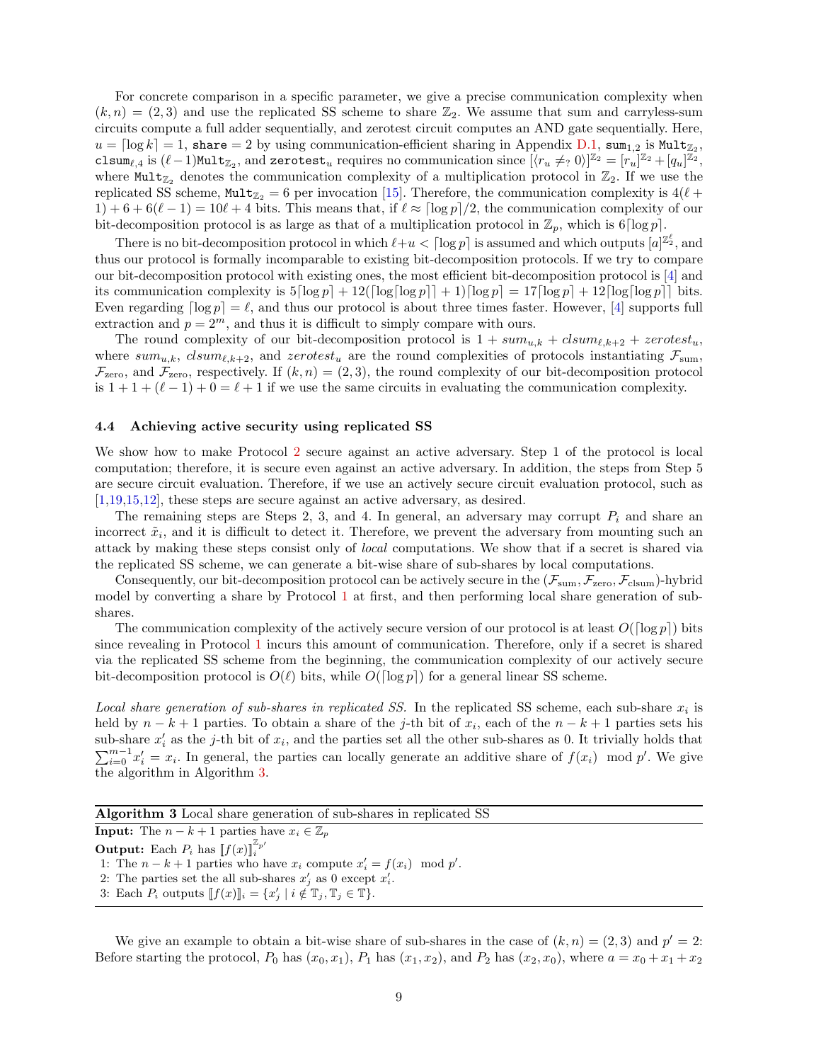For concrete comparison in a specific parameter, we give a precise communication complexity when $(k, n) = (2, 3)$ and use the replicated SS scheme to share $\mathbb{Z}_2$. We assume that sum and carryless-sum circuits compute a full adder sequentially, and zerotest circuit computes an AND gate sequentially. Here, $u = \lceil \log k \rceil = 1$, $\mathtt{share} = 2$ by using communication-efficient sharing in Appendix D.1, $\mathtt{sum}_{1,2}$ is $\mathtt{Mult}_{\mathbb{Z}_2}$, $\mathtt{clsum}_{\ell,4}$ is $(\ell-1)\mathtt{Mult}_{\mathbb{Z}_2}$, and $\mathtt{zerotest}_u$ requires no communication since $[\langle r_u \neq_? 0 \rangle]^{\mathbb{Z}_2} = [r_u]^{\mathbb{Z}_2} + [q_u]^{\mathbb{Z}_2}$, where $\mathtt{Mult}_{\mathbb{Z}_2}$ denotes the communication complexity of a multiplication protocol in $\mathbb{Z}_2$. If we use the replicated SS scheme, $\mathtt{Mult}_{\mathbb{Z}_2} = 6$ per invocation [15]. Therefore, the communication complexity is $4(\ell + 1) + 6 + 6(\ell - 1) = 10\ell + 4$ bits. This means that, if $\ell \approx \lceil \log p \rceil / 2$, the communication complexity of our bit-decomposition protocol is as large as that of a multiplication protocol in $\mathbb{Z}_p$, which is $6\lceil \log p \rceil$.

There is no bit-decomposition protocol in which $\ell + u < \lceil \log p \rceil$ is assumed and which outputs $[a]^{\mathbb{Z}_2^\ell}$, and thus our protocol is formally incomparable to existing bit-decomposition protocols. If we try to compare our bit-decomposition protocol with existing ones, the most efficient bit-decomposition protocol is [4] and its communication complexity is $5\lceil \log p \rceil + 12(\lceil \log \lceil \log p \rceil \rceil + 1)\lceil \log p \rceil = 17\lceil \log p \rceil + 12\lceil \log \lceil \log p \rceil \rceil$ bits. Even regarding $\lceil \log p \rceil = \ell$, and thus our protocol is about three times faster. However, [4] supports full extraction and $p = 2^m$, and thus it is difficult to simply compare with ours.

The round complexity of our bit-decomposition protocol is $1 + sum_{u,k} + clsum_{\ell,k+2} + zerotest_u$, where $sum_{u,k}$, $clsum_{\ell,k+2}$, and $zerotest_u$ are the round complexities of protocols instantiating $\mathcal{F}_{\text{sum}}$, $\mathcal{F}_{\text{zero}}$, and $\mathcal{F}_{\text{zero}}$, respectively. If $(k, n) = (2, 3)$, the round complexity of our bit-decomposition protocol is $1 + 1 + (\ell - 1) + 0 = \ell + 1$ if we use the same circuits in evaluating the communication complexity.

### 4.4 Achieving active security using replicated SS

We show how to make Protocol 2 secure against an active adversary. Step 1 of the protocol is local computation; therefore, it is secure even against an active adversary. In addition, the steps from Step 5 are secure circuit evaluation. Therefore, if we use an actively secure circuit evaluation protocol, such as [1,19,15,12], these steps are secure against an active adversary, as desired.

The remaining steps are Steps 2, 3, and 4. In general, an adversary may corrupt $P_i$ and share an incorrect $\tilde{x}_i$, and it is difficult to detect it. Therefore, we prevent the adversary from mounting such an attack by making these steps consist only of *local* computations. We show that if a secret is shared via the replicated SS scheme, we can generate a bit-wise share of sub-shares by local computations.

Consequently, our bit-decomposition protocol can be actively secure in the $(\mathcal{F}_{\text{sum}}, \mathcal{F}_{\text{zero}}, \mathcal{F}_{\text{clsum}})$-hybrid model by converting a share by Protocol 1 at first, and then performing local share generation of sub-shares.

The communication complexity of the actively secure version of our protocol is at least $O(\lceil \log p \rceil)$ bits since revealing in Protocol 1 incurs this amount of communication. Therefore, only if a secret is shared via the replicated SS scheme from the beginning, the communication complexity of our actively secure bit-decomposition protocol is $O(\ell)$ bits, while $O(\lceil \log p \rceil)$ for a general linear SS scheme.

*Local share generation of sub-shares in replicated SS.* In the replicated SS scheme, each sub-share $x_i$ is held by $n - k + 1$ parties. To obtain a share of the $j$-th bit of $x_i$, each of the $n - k + 1$ parties sets his sub-share $x'_i$ as the $j$-th bit of $x_i$, and the parties set all the other sub-shares as 0. It trivially holds that $\sum_{i=0}^{m-1} x'_i = x_i$. In general, the parties can locally generate an additive share of $f(x_i) \mod p'$. We give the algorithm in Algorithm 3.

**Algorithm 3** Local share generation of sub-shares in replicated SS

**Input:** The $n - k + 1$ parties have $x_i \in \mathbb{Z}_p$

**Output:** Each $P_i$ has $[\![f(x)]\!]_i^{\mathbb{Z}_{p'}}$

1: The $n - k + 1$ parties who have $x_i$ compute $x'_i = f(x_i) \mod p'$.
2: The parties set the all sub-shares $x'_j$ as 0 except $x'_i$.
3: Each $P_i$ outputs $[\![f(x)]\!]_i = \{x'_j \mid i \notin \mathbb{T}_j, \mathbb{T}_j \in \mathbb{T}\}$.

We give an example to obtain a bit-wise share of sub-shares in the case of $(k, n) = (2, 3)$ and $p' = 2$: Before starting the protocol, $P_0$ has $(x_0, x_1)$, $P_1$ has $(x_1, x_2)$, and $P_2$ has $(x_2, x_0)$, where $a = x_0 + x_1 + x_2$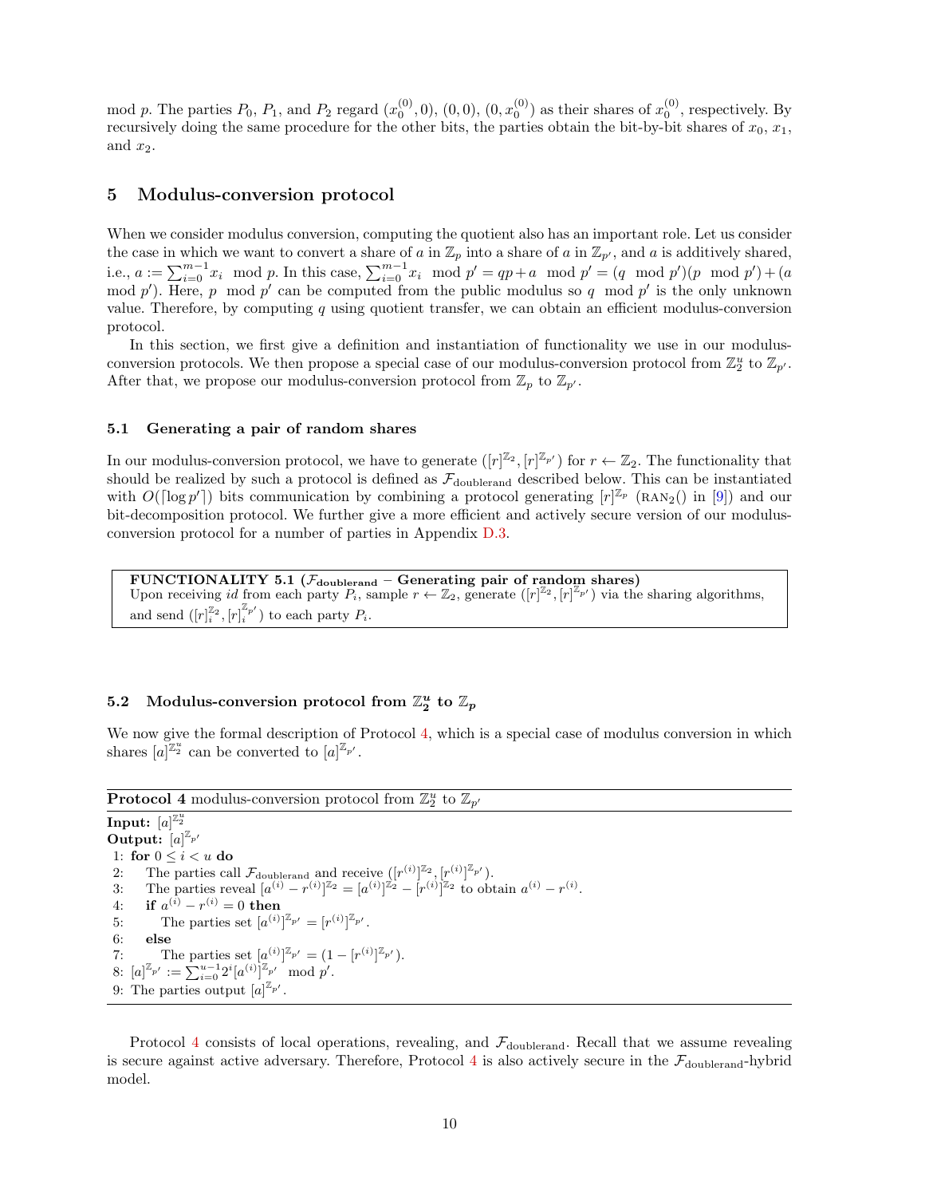mod $p$. The parties $P_0$, $P_1$, and $P_2$ regard $(x_0^{(0)}, 0)$, $(0, 0)$, $(0, x_0^{(0)})$ as their shares of $x_0^{(0)}$, respectively. By recursively doing the same procedure for the other bits, the parties obtain the bit-by-bit shares of $x_0$, $x_1$, and $x_2$.

## 5 Modulus-conversion protocol

When we consider modulus conversion, computing the quotient also has an important role. Let us consider the case in which we want to convert a share of $a$ in $\mathbb{Z}_p$ into a share of $a$ in $\mathbb{Z}_{p'}$, and $a$ is additively shared, i.e., $a := \sum_{i=0}^{m-1} x_i \mod p$. In this case, $\sum_{i=0}^{m-1} x_i \mod p' = qp + a \mod p' = (q \mod p')(p \mod p') + (a \mod p')$. Here, $p \mod p'$ can be computed from the public modulus so $q \mod p'$ is the only unknown value. Therefore, by computing $q$ using quotient transfer, we can obtain an efficient modulus-conversion protocol.

In this section, we first give a definition and instantiation of functionality we use in our modulus-conversion protocols. We then propose a special case of our modulus-conversion protocol from $\mathbb{Z}_2^u$ to $\mathbb{Z}_{p'}$. After that, we propose our modulus-conversion protocol from $\mathbb{Z}_p$ to $\mathbb{Z}_{p'}$.

### 5.1 Generating a pair of random shares

In our modulus-conversion protocol, we have to generate $([r]^{\mathbb{Z}_2}, [r]^{\mathbb{Z}_{p'}})$ for $r \leftarrow \mathbb{Z}_2$. The functionality that should be realized by such a protocol is defined as $\mathcal{F}_{\text{doublerand}}$ described below. This can be instantiated with $O(\lceil \log p' \rceil)$ bits communication by combining a protocol generating $[r]^{\mathbb{Z}_p}$ (RAN$_2$() in [9]) and our bit-decomposition protocol. We further give a more efficient and actively secure version of our modulus-conversion protocol for a number of parties in Appendix D.3.

> **FUNCTIONALITY 5.1 ($\mathcal{F}_{\text{doublerand}}$ – Generating pair of random shares)**
> Upon receiving $id$ from each party $P_i$, sample $r \leftarrow \mathbb{Z}_2$, generate $([r]^{\mathbb{Z}_2}, [r]^{\mathbb{Z}_{p'}})$ via the sharing algorithms, and send $([r]_i^{\mathbb{Z}_2}, [r]_i^{\mathbb{Z}_{p'}})$ to each party $P_i$.

### 5.2 Modulus-conversion protocol from $\mathbb{Z}_2^u$ to $\mathbb{Z}_p$

We now give the formal description of Protocol 4, which is a special case of modulus conversion in which shares $[a]^{\mathbb{Z}_2^u}$ can be converted to $[a]^{\mathbb{Z}_{p'}}$.

**Protocol 4** modulus-conversion protocol from $\mathbb{Z}_2^u$ to $\mathbb{Z}_{p'}$

**Input:** $[a]^{\mathbb{Z}_2^u}$
**Output:** $[a]^{\mathbb{Z}_{p'}}$

1: **for** $0 \leq i < u$ **do**
2: The parties call $\mathcal{F}_{\text{doublerand}}$ and receive $([r^{(i)}]^{\mathbb{Z}_2}, [r^{(i)}]^{\mathbb{Z}_{p'}})$.
3: The parties reveal $[a^{(i)} - r^{(i)}]^{\mathbb{Z}_2} = [a^{(i)}]^{\mathbb{Z}_2} - [r^{(i)}]^{\mathbb{Z}_2}$ to obtain $a^{(i)} - r^{(i)}$.
4: **if** $a^{(i)} - r^{(i)} = 0$ **then**
5: The parties set $[a^{(i)}]^{\mathbb{Z}_{p'}} = [r^{(i)}]^{\mathbb{Z}_{p'}}$.
6: **else**
7: The parties set $[a^{(i)}]^{\mathbb{Z}_{p'}} = (1 - [r^{(i)}]^{\mathbb{Z}_{p'}})$.
8: $[a]^{\mathbb{Z}_{p'}} := \sum_{i=0}^{u-1} 2^i [a^{(i)}]^{\mathbb{Z}_{p'}} \mod p'$.
9: The parties output $[a]^{\mathbb{Z}_{p'}}$.

Protocol 4 consists of local operations, revealing, and $\mathcal{F}_{\text{doublerand}}$. Recall that we assume revealing is secure against active adversary. Therefore, Protocol 4 is also actively secure in the $\mathcal{F}_{\text{doublerand}}$-hybrid model.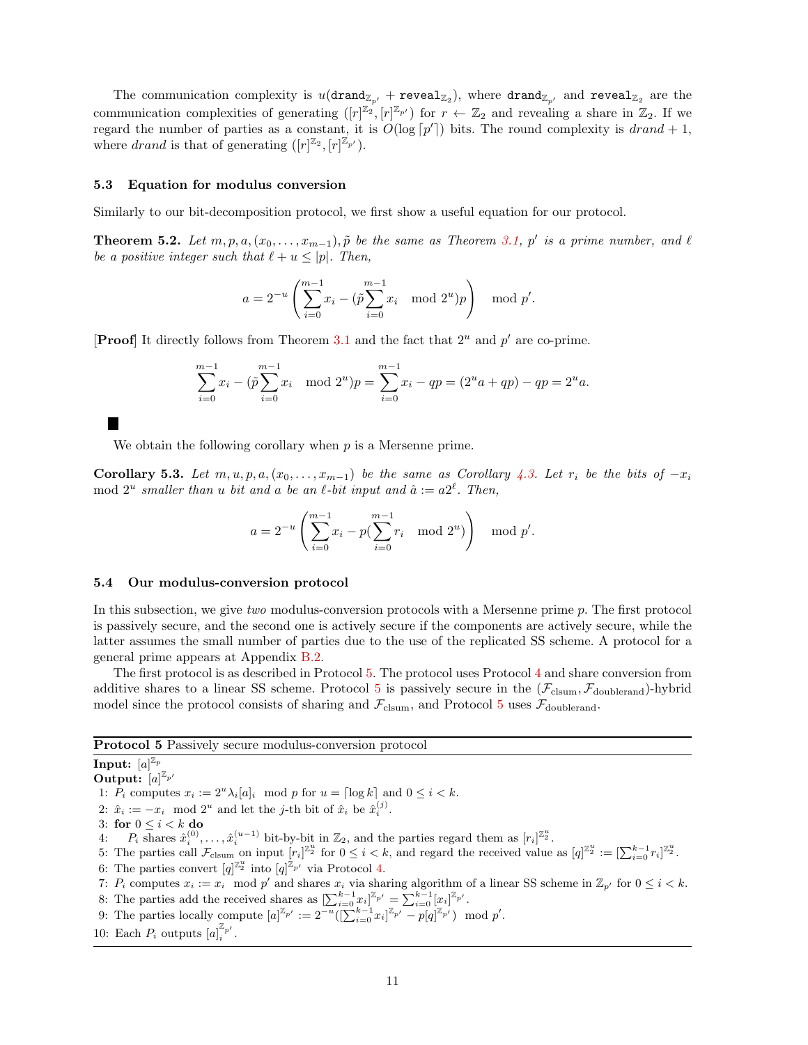The communication complexity is $u(\texttt{drand}_{\mathbb{Z}_{p'}} + \texttt{reveal}_{\mathbb{Z}_2})$, where $\texttt{drand}_{\mathbb{Z}_{p'}}$ and $\texttt{reveal}_{\mathbb{Z}_2}$ are the communication complexities of generating $([r]^{\mathbb{Z}_2}, [r]^{\mathbb{Z}_{p'}})$ for $r \leftarrow \mathbb{Z}_2$ and revealing a share in $\mathbb{Z}_2$. If we regard the number of parties as a constant, it is $O(\log\lceil p' \rceil)$ bits. The round complexity is $drand + 1$, where $drand$ is that of generating $([r]^{\mathbb{Z}_2}, [r]^{\mathbb{Z}_{p'}})$.

### 5.3 Equation for modulus conversion

Similarly to our bit-decomposition protocol, we first show a useful equation for our protocol.

**Theorem 5.2.** *Let $m, p, a, (x_0, \ldots, x_{m-1}), \tilde{p}$ be the same as Theorem 3.1, $p'$ is a prime number, and $\ell$ be a positive integer such that $\ell + u \leq |p|$. Then,*

$$a = 2^{-u}\left(\sum_{i=0}^{m-1} x_i - (\tilde{p}\sum_{i=0}^{m-1} x_i \mod 2^u)p\right) \mod p'.$$

[**Proof**] It directly follows from Theorem 3.1 and the fact that $2^u$ and $p'$ are co-prime.

$$\sum_{i=0}^{m-1} x_i - (\tilde{p}\sum_{i=0}^{m-1} x_i \mod 2^u)p = \sum_{i=0}^{m-1} x_i - qp = (2^u a + qp) - qp = 2^u a.$$

■

We obtain the following corollary when $p$ is a Mersenne prime.

**Corollary 5.3.** *Let $m, u, p, a, (x_0, \ldots, x_{m-1})$ be the same as Corollary 4.3. Let $r_i$ be the bits of $-x_i \mod 2^u$ smaller than $u$ bit and $a$ be an $\ell$-bit input and $\hat{a} := a2^\ell$. Then,*

$$a = 2^{-u}\left(\sum_{i=0}^{m-1} x_i - p(\sum_{i=0}^{m-1} r_i \mod 2^u)\right) \mod p'.$$

### 5.4 Our modulus-conversion protocol

In this subsection, we give *two* modulus-conversion protocols with a Mersenne prime $p$. The first protocol is passively secure, and the second one is actively secure if the components are actively secure, while the latter assumes the small number of parties due to the use of the replicated SS scheme. A protocol for a general prime appears at Appendix B.2.

The first protocol is as described in Protocol 5. The protocol uses Protocol 4 and share conversion from additive shares to a linear SS scheme. Protocol 5 is passively secure in the $(\mathcal{F}_{\text{clsum}}, \mathcal{F}_{\text{doublerand}})$-hybrid model since the protocol consists of sharing and $\mathcal{F}_{\text{clsum}}$, and Protocol 5 uses $\mathcal{F}_{\text{doublerand}}$.

---

**Protocol 5** Passively secure modulus-conversion protocol

---

**Input:** $[a]^{\mathbb{Z}_p}$
**Output:** $[a]^{\mathbb{Z}_{p'}}$

1: $P_i$ computes $x_i := 2^u \lambda_i [a]_i \mod p$ for $u = \lceil \log k \rceil$ and $0 \leq i < k$.
2: $\hat{x}_i := -x_i \mod 2^u$ and let the $j$-th bit of $\hat{x}_i$ be $\hat{x}_i^{(j)}$.
3: **for** $0 \leq i < k$ **do**
4: $\quad$ $P_i$ shares $\hat{x}_i^{(0)}, \ldots, \hat{x}_i^{(u-1)}$ bit-by-bit in $\mathbb{Z}_2$, and the parties regard them as $[r_i]^{\mathbb{Z}_2^u}$.
5: The parties call $\mathcal{F}_{\text{clsum}}$ on input $[r_i]^{\mathbb{Z}_2^u}$ for $0 \leq i < k$, and regard the received value as $[q]^{\mathbb{Z}_2^u} := [\sum_{i=0}^{k-1} r_i]^{\mathbb{Z}_2^u}$.
6: The parties convert $[q]^{\mathbb{Z}_2^u}$ into $[q]^{\mathbb{Z}_{p'}}$ via Protocol 4.
7: $P_i$ computes $x_i := x_i \mod p'$ and shares $x_i$ via sharing algorithm of a linear SS scheme in $\mathbb{Z}_{p'}$ for $0 \leq i < k$.
8: The parties add the received shares as $[\sum_{i=0}^{k-1} x_i]^{\mathbb{Z}_{p'}} = \sum_{i=0}^{k-1} [x_i]^{\mathbb{Z}_{p'}}$.
9: The parties locally compute $[a]^{\mathbb{Z}_{p'}} := 2^{-u}([\sum_{i=0}^{k-1} x_i]^{\mathbb{Z}_{p'}} - p[q]^{\mathbb{Z}_{p'}}) \mod p'$.
10: Each $P_i$ outputs $[a]_i^{\mathbb{Z}_{p'}}$.

---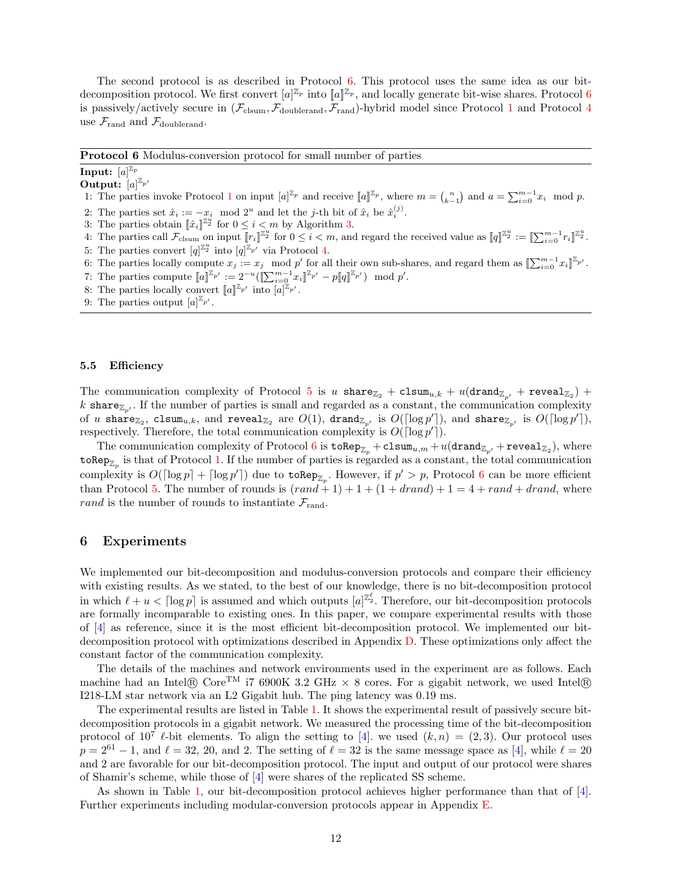The second protocol is as described in Protocol 6. This protocol uses the same idea as our bit-decomposition protocol. We first convert $[a]^{\mathbb{Z}_p}$ into $[\![a]\!]^{\mathbb{Z}_p}$, and locally generate bit-wise shares. Protocol 6 is passively/actively secure in $(\mathcal{F}_{\mathrm{clsum}}, \mathcal{F}_{\mathrm{doublerand}}, \mathcal{F}_{\mathrm{rand}})$-hybrid model since Protocol 1 and Protocol 4 use $\mathcal{F}_{\mathrm{rand}}$ and $\mathcal{F}_{\mathrm{doublerand}}$.

---

**Protocol 6** Modulus-conversion protocol for small number of parties

---

**Input:** $[a]^{\mathbb{Z}_p}$

**Output:** $[a]^{\mathbb{Z}_{p'}}$

1: The parties invoke Protocol 1 on input $[a]^{\mathbb{Z}_p}$ and receive $[\![a]\!]^{\mathbb{Z}_p}$, where $m = \binom{n}{k-1}$ and $a = \sum_{i=0}^{m-1} x_i \mod p$.

2: The parties set $\hat{x}_i := -x_i \mod 2^u$ and let the $j$-th bit of $\hat{x}_i$ be $\hat{x}_i^{(j)}$.

3: The parties obtain $[\![\hat{x}_i]\!]^{\mathbb{Z}_2^u}$ for $0 \le i < m$ by Algorithm 3.

4: The parties call $\mathcal{F}_{\mathrm{clsum}}$ on input $[\![r_i]\!]^{\mathbb{Z}_2^u}$ for $0 \le i < m$, and regard the received value as $[\![q]\!]^{\mathbb{Z}_2^u} := [\![\sum_{i=0}^{m-1} r_i]\!]^{\mathbb{Z}_2^u}$.

5: The parties convert $[q]^{\mathbb{Z}_2^u}$ into $[q]^{\mathbb{Z}_{p'}}$ via Protocol 4.

6: The parties locally compute $x_j := x_j \mod p'$ for all their own sub-shares, and regard them as $[\![\sum_{i=0}^{m-1} x_i]\!]^{\mathbb{Z}_{p'}}$.

7: The parties compute $[\![a]\!]^{\mathbb{Z}_{p'}} := 2^{-u}([\![\sum_{i=0}^{m-1} x_i]\!]^{\mathbb{Z}_{p'}} - p[\![q]\!]^{\mathbb{Z}_{p'}}) \mod p'$.

8: The parties locally convert $[\![a]\!]^{\mathbb{Z}_{p'}}$ into $[a]^{\mathbb{Z}_{p'}}$.

9: The parties output $[a]^{\mathbb{Z}_{p'}}$.

---

### 5.5 Efficiency

The communication complexity of Protocol 5 is $u$ $\mathtt{share}_{\mathbb{Z}_2}$ + $\mathtt{clsum}_{u,k}$ + $u(\mathtt{drand}_{\mathbb{Z}_{p'}}$ + $\mathtt{reveal}_{\mathbb{Z}_2})$ + $k$ $\mathtt{share}_{\mathbb{Z}_{p'}}$. If the number of parties is small and regarded as a constant, the communication complexity of $u$ $\mathtt{share}_{\mathbb{Z}_2}$, $\mathtt{clsum}_{u,k}$, and $\mathtt{reveal}_{\mathbb{Z}_2}$ are $O(1)$, $\mathtt{drand}_{\mathbb{Z}_{p'}}$ is $O(\lceil \log p' \rceil)$, and $\mathtt{share}_{\mathbb{Z}_{p'}}$ is $O(\lceil \log p' \rceil)$, respectively. Therefore, the total communication complexity is $O(\lceil \log p' \rceil)$.

The communication complexity of Protocol 6 is $\mathtt{toRep}_{\mathbb{Z}_p} + \mathtt{clsum}_{u,m} + u(\mathtt{drand}_{\mathbb{Z}_{p'}} + \mathtt{reveal}_{\mathbb{Z}_2})$, where $\mathtt{toRep}_{\mathbb{Z}_p}$ is that of Protocol 1. If the number of parties is regarded as a constant, the total communication complexity is $O(\lceil \log p \rceil + \lceil \log p' \rceil)$ due to $\mathtt{toRep}_{\mathbb{Z}_p}$. However, if $p' > p$, Protocol 6 can be more efficient than Protocol 5. The number of rounds is $(rand + 1) + 1 + (1 + drand) + 1 = 4 + rand + drand$, where $rand$ is the number of rounds to instantiate $\mathcal{F}_{\mathrm{rand}}$.

## 6 Experiments

We implemented our bit-decomposition and modulus-conversion protocols and compare their efficiency with existing results. As we stated, to the best of our knowledge, there is no bit-decomposition protocol in which $\ell + u < \lceil \log p \rceil$ is assumed and which outputs $[a]^{\mathbb{Z}_2^\ell}$. Therefore, our bit-decomposition protocols are formally incomparable to existing ones. In this paper, we compare experimental results with those of [4] as reference, since it is the most efficient bit-decomposition protocol. We implemented our bit-decomposition protocol with optimizations described in Appendix D. These optimizations only affect the constant factor of the communication complexity.

The details of the machines and network environments used in the experiment are as follows. Each machine had an Intel® Core™ i7 6900K 3.2 GHz × 8 cores. For a gigabit network, we used Intel® I218-LM star network via an L2 Gigabit hub. The ping latency was 0.19 ms.

The experimental results are listed in Table 1. It shows the experimental result of passively secure bit-decomposition protocols in a gigabit network. We measured the processing time of the bit-decomposition protocol of $10^7$ $\ell$-bit elements. To align the setting to [4]. we used $(k, n) = (2, 3)$. Our protocol uses $p = 2^{61} - 1$, and $\ell = 32$, 20, and 2. The setting of $\ell = 32$ is the same message space as [4], while $\ell = 20$ and 2 are favorable for our bit-decomposition protocol. The input and output of our protocol were shares of Shamir's scheme, while those of [4] were shares of the replicated SS scheme.

As shown in Table 1, our bit-decomposition protocol achieves higher performance than that of [4]. Further experiments including modular-conversion protocols appear in Appendix E.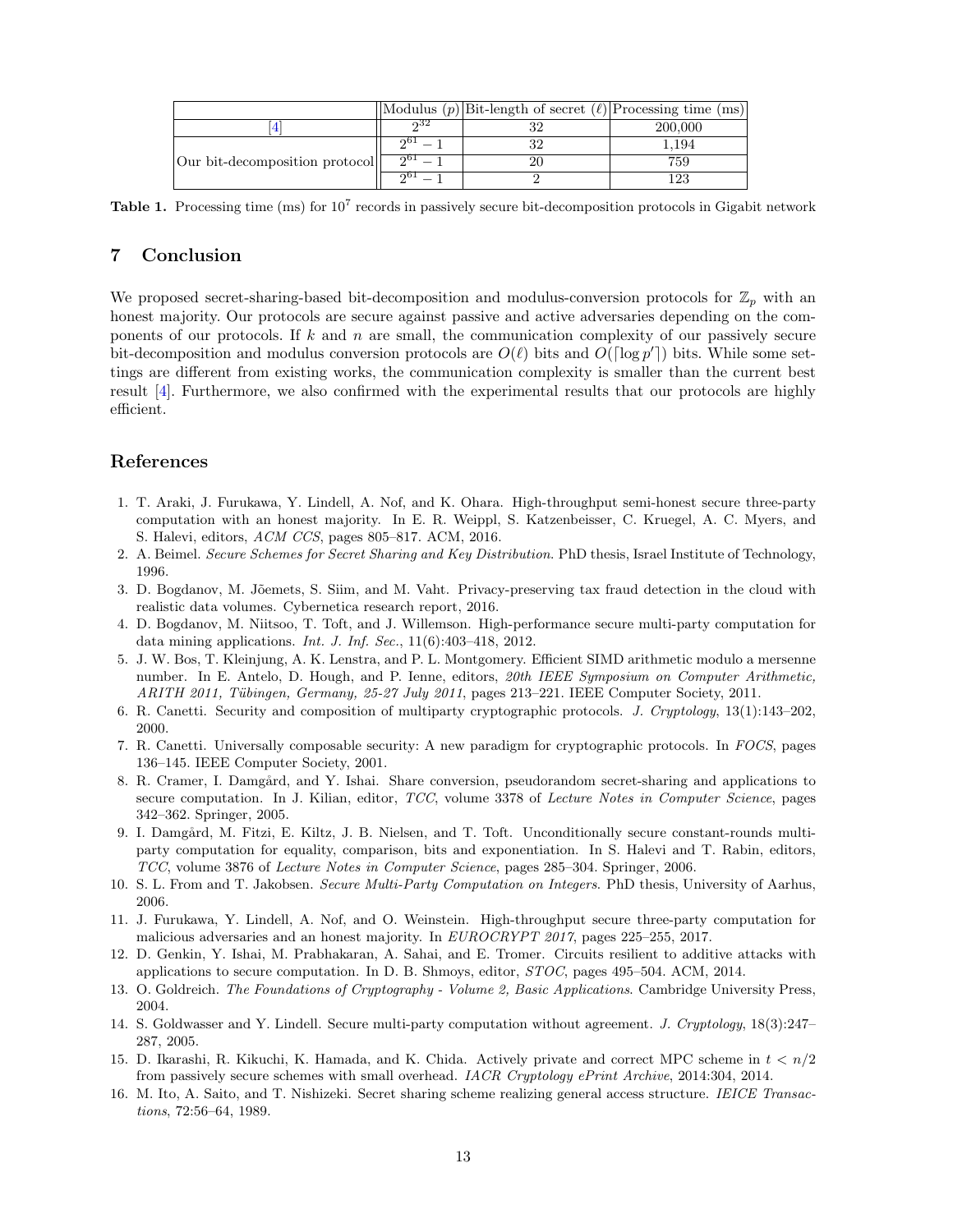| | Modulus ($p$) | Bit-length of secret ($\ell$) | Processing time (ms) |
|---|---|---|---|
| [4] | $2^{32}$ | 32 | 200,000 |
| Our bit-decomposition protocol | $2^{61}-1$ | 32 | 1,194 |
| | $2^{61}-1$ | 20 | 759 |
| | $2^{61}-1$ | 2 | 123 |

**Table 1.** Processing time (ms) for $10^7$ records in passively secure bit-decomposition protocols in Gigabit network

## 7 Conclusion

We proposed secret-sharing-based bit-decomposition and modulus-conversion protocols for $\mathbb{Z}_p$ with an honest majority. Our protocols are secure against passive and active adversaries depending on the components of our protocols. If $k$ and $n$ are small, the communication complexity of our passively secure bit-decomposition and modulus conversion protocols are $O(\ell)$ bits and $O(\lceil \log p' \rceil)$ bits. While some settings are different from existing works, the communication complexity is smaller than the current best result [4]. Furthermore, we also confirmed with the experimental results that our protocols are highly efficient.

## References

1. T. Araki, J. Furukawa, Y. Lindell, A. Nof, and K. Ohara. High-throughput semi-honest secure three-party computation with an honest majority. In E. R. Weippl, S. Katzenbeisser, C. Kruegel, A. C. Myers, and S. Halevi, editors, *ACM CCS*, pages 805–817. ACM, 2016.
2. A. Beimel. *Secure Schemes for Secret Sharing and Key Distribution*. PhD thesis, Israel Institute of Technology, 1996.
3. D. Bogdanov, M. Jõemets, S. Siim, and M. Vaht. Privacy-preserving tax fraud detection in the cloud with realistic data volumes. Cybernetica research report, 2016.
4. D. Bogdanov, M. Niitsoo, T. Toft, and J. Willemson. High-performance secure multi-party computation for data mining applications. *Int. J. Inf. Sec.*, 11(6):403–418, 2012.
5. J. W. Bos, T. Kleinjung, A. K. Lenstra, and P. L. Montgomery. Efficient SIMD arithmetic modulo a mersenne number. In E. Antelo, D. Hough, and P. Ienne, editors, *20th IEEE Symposium on Computer Arithmetic, ARITH 2011, Tübingen, Germany, 25-27 July 2011*, pages 213–221. IEEE Computer Society, 2011.
6. R. Canetti. Security and composition of multiparty cryptographic protocols. *J. Cryptology*, 13(1):143–202, 2000.
7. R. Canetti. Universally composable security: A new paradigm for cryptographic protocols. In *FOCS*, pages 136–145. IEEE Computer Society, 2001.
8. R. Cramer, I. Damgård, and Y. Ishai. Share conversion, pseudorandom secret-sharing and applications to secure computation. In J. Kilian, editor, *TCC*, volume 3378 of *Lecture Notes in Computer Science*, pages 342–362. Springer, 2005.
9. I. Damgård, M. Fitzi, E. Kiltz, J. B. Nielsen, and T. Toft. Unconditionally secure constant-rounds multi-party computation for equality, comparison, bits and exponentiation. In S. Halevi and T. Rabin, editors, *TCC*, volume 3876 of *Lecture Notes in Computer Science*, pages 285–304. Springer, 2006.
10. S. L. From and T. Jakobsen. *Secure Multi-Party Computation on Integers*. PhD thesis, University of Aarhus, 2006.
11. J. Furukawa, Y. Lindell, A. Nof, and O. Weinstein. High-throughput secure three-party computation for malicious adversaries and an honest majority. In *EUROCRYPT 2017*, pages 225–255, 2017.
12. D. Genkin, Y. Ishai, M. Prabhakaran, A. Sahai, and E. Tromer. Circuits resilient to additive attacks with applications to secure computation. In D. B. Shmoys, editor, *STOC*, pages 495–504. ACM, 2014.
13. O. Goldreich. *The Foundations of Cryptography - Volume 2, Basic Applications*. Cambridge University Press, 2004.
14. S. Goldwasser and Y. Lindell. Secure multi-party computation without agreement. *J. Cryptology*, 18(3):247–287, 2005.
15. D. Ikarashi, R. Kikuchi, K. Hamada, and K. Chida. Actively private and correct MPC scheme in $t < n/2$ from passively secure schemes with small overhead. *IACR Cryptology ePrint Archive*, 2014:304, 2014.
16. M. Ito, A. Saito, and T. Nishizeki. Secret sharing scheme realizing general access structure. *IEICE Transactions*, 72:56–64, 1989.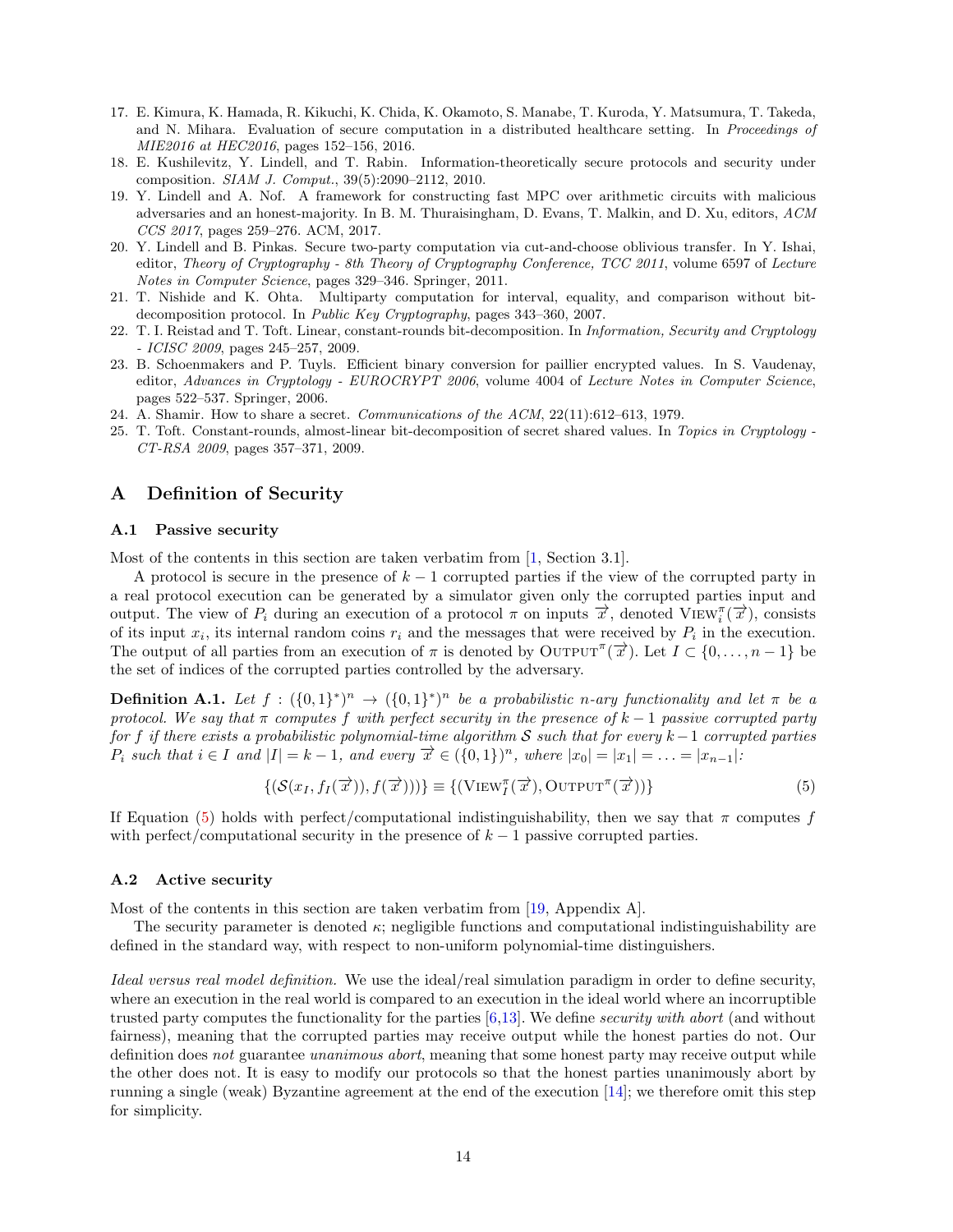17. E. Kimura, K. Hamada, R. Kikuchi, K. Chida, K. Okamoto, S. Manabe, T. Kuroda, Y. Matsumura, T. Takeda, and N. Mihara. Evaluation of secure computation in a distributed healthcare setting. In *Proceedings of MIE2016 at HEC2016*, pages 152–156, 2016.
18. E. Kushilevitz, Y. Lindell, and T. Rabin. Information-theoretically secure protocols and security under composition. *SIAM J. Comput.*, 39(5):2090–2112, 2010.
19. Y. Lindell and A. Nof. A framework for constructing fast MPC over arithmetic circuits with malicious adversaries and an honest-majority. In B. M. Thuraisingham, D. Evans, T. Malkin, and D. Xu, editors, *ACM CCS 2017*, pages 259–276. ACM, 2017.
20. Y. Lindell and B. Pinkas. Secure two-party computation via cut-and-choose oblivious transfer. In Y. Ishai, editor, *Theory of Cryptography - 8th Theory of Cryptography Conference, TCC 2011*, volume 6597 of *Lecture Notes in Computer Science*, pages 329–346. Springer, 2011.
21. T. Nishide and K. Ohta. Multiparty computation for interval, equality, and comparison without bit-decomposition protocol. In *Public Key Cryptography*, pages 343–360, 2007.
22. T. I. Reistad and T. Toft. Linear, constant-rounds bit-decomposition. In *Information, Security and Cryptology - ICISC 2009*, pages 245–257, 2009.
23. B. Schoenmakers and P. Tuyls. Efficient binary conversion for paillier encrypted values. In S. Vaudenay, editor, *Advances in Cryptology - EUROCRYPT 2006*, volume 4004 of *Lecture Notes in Computer Science*, pages 522–537. Springer, 2006.
24. A. Shamir. How to share a secret. *Communications of the ACM*, 22(11):612–613, 1979.
25. T. Toft. Constant-rounds, almost-linear bit-decomposition of secret shared values. In *Topics in Cryptology - CT-RSA 2009*, pages 357–371, 2009.

# A Definition of Security

## A.1 Passive security

Most of the contents in this section are taken verbatim from [1, Section 3.1].

A protocol is secure in the presence of $k-1$ corrupted parties if the view of the corrupted party in a real protocol execution can be generated by a simulator given only the corrupted parties input and output. The view of $P_i$ during an execution of a protocol $\pi$ on inputs $\overrightarrow{x}$, denoted $\text{VIEW}_i^{\pi}(\overrightarrow{x})$, consists of its input $x_i$, its internal random coins $r_i$ and the messages that were received by $P_i$ in the execution. The output of all parties from an execution of $\pi$ is denoted by $\text{OUTPUT}^{\pi}(\overrightarrow{x})$. Let $I \subset \{0, \ldots, n-1\}$ be the set of indices of the corrupted parties controlled by the adversary.

**Definition A.1.** *Let $f : (\{0,1\}^*)^n \to (\{0,1\}^*)^n$ be a probabilistic $n$-ary functionality and let $\pi$ be a protocol. We say that $\pi$ computes $f$ with perfect security in the presence of $k-1$ passive corrupted party for $f$ if there exists a probabilistic polynomial-time algorithm $\mathcal{S}$ such that for every $k-1$ corrupted parties $P_i$ such that $i \in I$ and $|I| = k-1$, and every $\overrightarrow{x} \in (\{0,1\})^n$, where $|x_0| = |x_1| = \ldots = |x_{n-1}|$:*

$$\{(\mathcal{S}(x_I, f_I(\overrightarrow{x})), f(\overrightarrow{x}))\} \equiv \{(\text{VIEW}_I^{\pi}(\overrightarrow{x}), \text{OUTPUT}^{\pi}(\overrightarrow{x}))\} \tag{5}$$

If Equation (5) holds with perfect/computational indistinguishability, then we say that $\pi$ computes $f$ with perfect/computational security in the presence of $k-1$ passive corrupted parties.

## A.2 Active security

Most of the contents in this section are taken verbatim from [19, Appendix A].

The security parameter is denoted $\kappa$; negligible functions and computational indistinguishability are defined in the standard way, with respect to non-uniform polynomial-time distinguishers.

*Ideal versus real model definition.* We use the ideal/real simulation paradigm in order to define security, where an execution in the real world is compared to an execution in the ideal world where an incorruptible trusted party computes the functionality for the parties [6,13]. We define *security with abort* (and without fairness), meaning that the corrupted parties may receive output while the honest parties do not. Our definition does *not* guarantee *unanimous abort*, meaning that some honest party may receive output while the other does not. It is easy to modify our protocols so that the honest parties unanimously abort by running a single (weak) Byzantine agreement at the end of the execution [14]; we therefore omit this step for simplicity.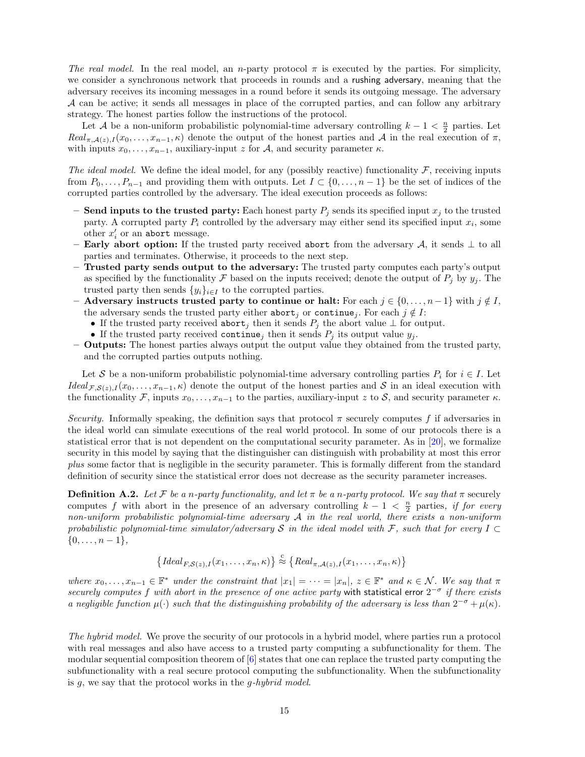*The real model.* In the real model, an $n$-party protocol $\pi$ is executed by the parties. For simplicity, we consider a synchronous network that proceeds in rounds and a rushing adversary, meaning that the adversary receives its incoming messages in a round before it sends its outgoing message. The adversary $\mathcal{A}$ can be active; it sends all messages in place of the corrupted parties, and can follow any arbitrary strategy. The honest parties follow the instructions of the protocol.

Let $\mathcal{A}$ be a non-uniform probabilistic polynomial-time adversary controlling $k-1 < \frac{n}{2}$ parties. Let $Real_{\pi,\mathcal{A}(z),I}(x_0,\ldots,x_{n-1},\kappa)$ denote the output of the honest parties and $\mathcal{A}$ in the real execution of $\pi$, with inputs $x_0,\ldots,x_{n-1}$, auxiliary-input $z$ for $\mathcal{A}$, and security parameter $\kappa$.

*The ideal model.* We define the ideal model, for any (possibly reactive) functionality $\mathcal{F}$, receiving inputs from $P_0,\ldots,P_{n-1}$ and providing them with outputs. Let $I \subset \{0,\ldots,n-1\}$ be the set of indices of the corrupted parties controlled by the adversary. The ideal execution proceeds as follows:

- **Send inputs to the trusted party:** Each honest party $P_j$ sends its specified input $x_j$ to the trusted party. A corrupted party $P_i$ controlled by the adversary may either send its specified input $x_i$, some other $x'_i$ or an abort message.
- **Early abort option:** If the trusted party received abort from the adversary $\mathcal{A}$, it sends $\bot$ to all parties and terminates. Otherwise, it proceeds to the next step.
- **Trusted party sends output to the adversary:** The trusted party computes each party's output as specified by the functionality $\mathcal{F}$ based on the inputs received; denote the output of $P_j$ by $y_j$. The trusted party then sends $\{y_i\}_{i\in I}$ to the corrupted parties.
- **Adversary instructs trusted party to continue or halt:** For each $j \in \{0,\ldots,n-1\}$ with $j \notin I$, the adversary sends the trusted party either $\texttt{abort}_j$ or $\texttt{continue}_j$. For each $j \notin I$:
  - If the trusted party received $\texttt{abort}_j$ then it sends $P_j$ the abort value $\bot$ for output.
  - If the trusted party received $\texttt{continue}_j$ then it sends $P_j$ its output value $y_j$.
- **Outputs:** The honest parties always output the output value they obtained from the trusted party, and the corrupted parties outputs nothing.

Let $\mathcal{S}$ be a non-uniform probabilistic polynomial-time adversary controlling parties $P_i$ for $i \in I$. Let $Ideal_{\mathcal{F},\mathcal{S}(z),I}(x_0,\ldots,x_{n-1},\kappa)$ denote the output of the honest parties and $\mathcal{S}$ in an ideal execution with the functionality $\mathcal{F}$, inputs $x_0,\ldots,x_{n-1}$ to the parties, auxiliary-input $z$ to $\mathcal{S}$, and security parameter $\kappa$.

*Security.* Informally speaking, the definition says that protocol $\pi$ securely computes $f$ if adversaries in the ideal world can simulate executions of the real world protocol. In some of our protocols there is a statistical error that is not dependent on the computational security parameter. As in [20], we formalize security in this model by saying that the distinguisher can distinguish with probability at most this error *plus* some factor that is negligible in the security parameter. This is formally different from the standard definition of security since the statistical error does not decrease as the security parameter increases.

**Definition A.2.** *Let $\mathcal{F}$ be a $n$-party functionality, and let $\pi$ be a $n$-party protocol. We say that $\pi$* securely computes $f$ with abort in the presence of an adversary controlling $k-1 < \frac{n}{2}$ parties, *if for every non-uniform probabilistic polynomial-time adversary $\mathcal{A}$ in the real world, there exists a non-uniform probabilistic polynomial-time simulator/adversary $\mathcal{S}$ in the ideal model with $\mathcal{F}$, such that for every $I \subset \{0,\ldots,n-1\}$,*

$$\left\{Ideal_{F,\mathcal{S}(z),I}(x_1,\ldots,x_n,\kappa)\right\} \overset{c}{\approx} \left\{Real_{\pi,\mathcal{A}(z),I}(x_1,\ldots,x_n,\kappa)\right\}$$

*where $x_0,\ldots,x_{n-1} \in \mathbb{F}^*$ under the constraint that $|x_1| = \cdots = |x_n|$, $z \in \mathbb{F}^*$ and $\kappa \in \mathcal{N}$. We say that $\pi$ securely computes $f$ with abort in the presence of one active party* with statistical error $2^{-\sigma}$ *if there exists a negligible function $\mu(\cdot)$ such that the distinguishing probability of the adversary is less than $2^{-\sigma} + \mu(\kappa)$.*

*The hybrid model.* We prove the security of our protocols in a hybrid model, where parties run a protocol with real messages and also have access to a trusted party computing a subfunctionality for them. The modular sequential composition theorem of [6] states that one can replace the trusted party computing the subfunctionality with a real secure protocol computing the subfunctionality. When the subfunctionality is $g$, we say that the protocol works in the *$g$-hybrid model*.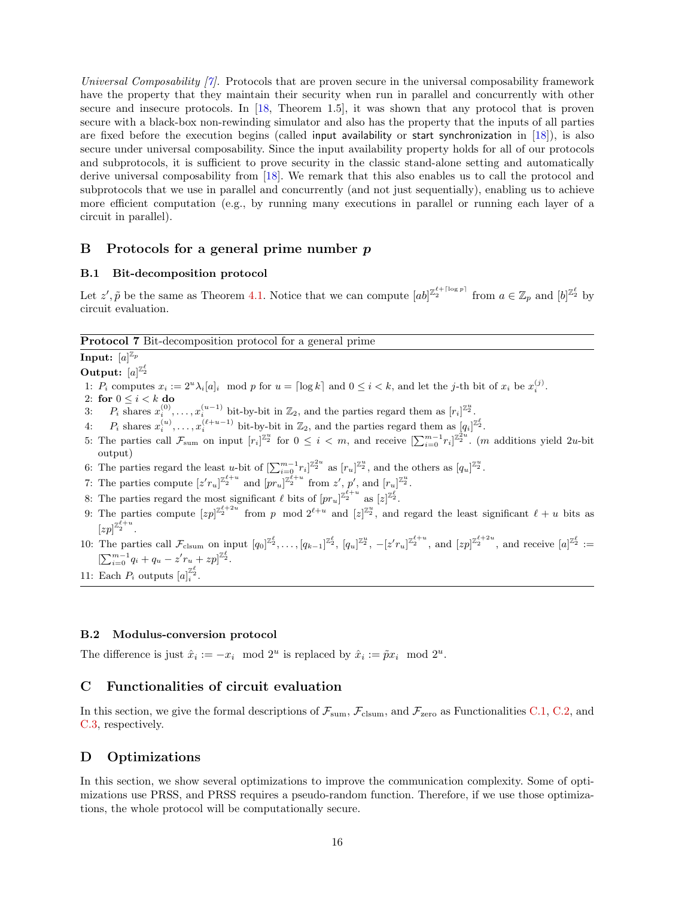*Universal Composability [7].* Protocols that are proven secure in the universal composability framework have the property that they maintain their security when run in parallel and concurrently with other secure and insecure protocols. In [18, Theorem 1.5], it was shown that any protocol that is proven secure with a black-box non-rewinding simulator and also has the property that the inputs of all parties are fixed before the execution begins (called input availability or start synchronization in [18]), is also secure under universal composability. Since the input availability property holds for all of our protocols and subprotocols, it is sufficient to prove security in the classic stand-alone setting and automatically derive universal composability from [18]. We remark that this also enables us to call the protocol and subprotocols that we use in parallel and concurrently (and not just sequentially), enabling us to achieve more efficient computation (e.g., by running many executions in parallel or running each layer of a circuit in parallel).

## B Protocols for a general prime number $p$

### B.1 Bit-decomposition protocol

Let $z', \tilde{p}$ be the same as Theorem 4.1. Notice that we can compute $[ab]^{\mathbb{Z}_2^{\ell+\lceil \log p \rceil}}$ from $a \in \mathbb{Z}_p$ and $[b]^{\mathbb{Z}_2^\ell}$ by circuit evaluation.

---

**Protocol 7** Bit-decomposition protocol for a general prime

---

**Input:** $[a]^{\mathbb{Z}_p}$

**Output:** $[a]^{\mathbb{Z}_2^\ell}$

1: $P_i$ computes $x_i := 2^u \lambda_i [a]_i \mod p$ for $u = \lceil \log k \rceil$ and $0 \le i < k$, and let the $j$-th bit of $x_i$ be $x_i^{(j)}$.
2: **for** $0 \le i < k$ **do**
3: $\quad$ $P_i$ shares $x_i^{(0)}, \dots, x_i^{(u-1)}$ bit-by-bit in $\mathbb{Z}_2$, and the parties regard them as $[r_i]^{\mathbb{Z}_2^u}$.
4: $\quad$ $P_i$ shares $x_i^{(u)}, \dots, x_i^{(\ell+u-1)}$ bit-by-bit in $\mathbb{Z}_2$, and the parties regard them as $[q_i]^{\mathbb{Z}_2^\ell}$.
5: The parties call $\mathcal{F}_{\text{sum}}$ on input $[r_i]^{\mathbb{Z}_2^u}$ for $0 \le i < m$, and receive $[\sum_{i=0}^{m-1} r_i]^{\mathbb{Z}_2^{2u}}$. ($m$ additions yield $2u$-bit output)
6: The parties regard the least $u$-bit of $[\sum_{i=0}^{m-1} r_i]^{\mathbb{Z}_2^{2u}}$ as $[r_u]^{\mathbb{Z}_2^u}$, and the others as $[q_u]^{\mathbb{Z}_2^u}$.
7: The parties compute $[z' r_u]^{\mathbb{Z}_2^{\ell+u}}$ and $[p r_u]^{\mathbb{Z}_2^{\ell+u}}$ from $z'$, $p'$, and $[r_u]^{\mathbb{Z}_2^u}$.
8: The parties regard the most significant $\ell$ bits of $[p r_u]^{\mathbb{Z}_2^{\ell+u}}$ as $[z]^{\mathbb{Z}_2^\ell}$.
9: The parties compute $[zp]^{\mathbb{Z}_2^{\ell+2u}}$ from $p \mod 2^{\ell+u}$ and $[z]^{\mathbb{Z}_2^u}$, and regard the least significant $\ell + u$ bits as $[zp]^{\mathbb{Z}_2^{\ell+u}}$.
10: The parties call $\mathcal{F}_{\text{clsum}}$ on input $[q_0]^{\mathbb{Z}_2^\ell}, \dots, [q_{k-1}]^{\mathbb{Z}_2^\ell}$, $[q_u]^{\mathbb{Z}_2^u}$, $-[z' r_u]^{\mathbb{Z}_2^{\ell+u}}$, and $[zp]^{\mathbb{Z}_2^{\ell+2u}}$, and receive $[a]^{\mathbb{Z}_2^\ell} := [\sum_{i=0}^{m-1} q_i + q_u - z' r_u + zp]^{\mathbb{Z}_2^\ell}$.
11: Each $P_i$ outputs $[a]_i^{\mathbb{Z}_2^\ell}$.

---

### B.2 Modulus-conversion protocol

The difference is just $\hat{x}_i := -x_i \mod 2^u$ is replaced by $\hat{x}_i := \tilde{p} x_i \mod 2^u$.

## C Functionalities of circuit evaluation

In this section, we give the formal descriptions of $\mathcal{F}_{\text{sum}}$, $\mathcal{F}_{\text{clsum}}$, and $\mathcal{F}_{\text{zero}}$ as Functionalities C.1, C.2, and C.3, respectively.

## D Optimizations

In this section, we show several optimizations to improve the communication complexity. Some of optimizations use PRSS, and PRSS requires a pseudo-random function. Therefore, if we use those optimizations, the whole protocol will be computationally secure.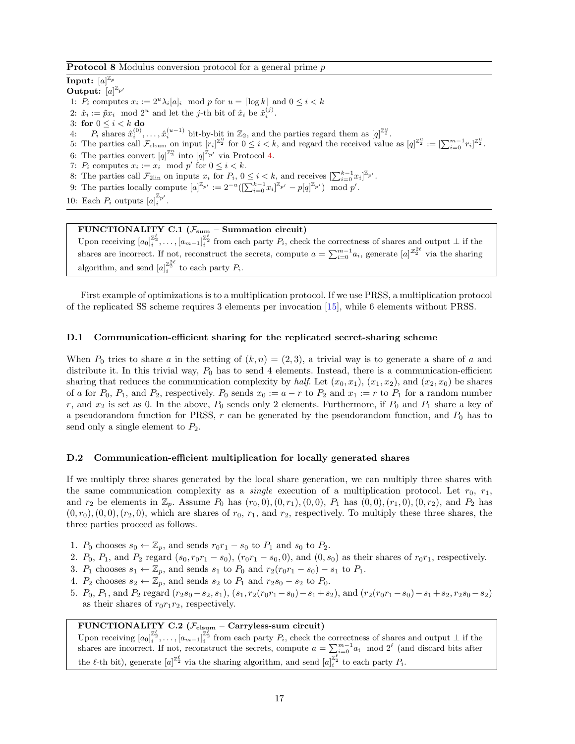**Protocol 8** Modulus conversion protocol for a general prime $p$

**Input:** $[a]^{\mathbb{Z}_p}$

**Output:** $[a]^{\mathbb{Z}_{p'}}$

1: $P_i$ computes $x_i := 2^u \lambda_i [a]_i \mod p$ for $u = \lceil \log k \rceil$ and $0 \le i < k$

2: $\hat{x}_i := \tilde{p} x_i \mod 2^u$ and let the $j$-th bit of $\hat{x}_i$ be $\hat{x}_i^{(j)}$.

3: **for** $0 \le i < k$ **do**

4: $\quad P_i$ shares $\hat{x}_i^{(0)}, \ldots, \hat{x}_i^{(u-1)}$ bit-by-bit in $\mathbb{Z}_2$, and the parties regard them as $[q]^{\mathbb{Z}_2^u}$.

5: The parties call $\mathcal{F}_{\text{clsum}}$ on input $[r_i]^{\mathbb{Z}_2^u}$ for $0 \le i < k$, and regard the received value as $[q]^{\mathbb{Z}_2^u} := [\sum_{i=0}^{m-1} r_i]^{\mathbb{Z}_2^u}$.

6: The parties convert $[q]^{\mathbb{Z}_2^u}$ into $[q]^{\mathbb{Z}_{p'}}$ via Protocol 4.

7: $P_i$ computes $x_i := x_i \mod p'$ for $0 \le i < k$.

8: The parties call $\mathcal{F}_{2\text{lin}}$ on inputs $x_i$ for $P_i$, $0 \le i < k$, and receives $[\sum_{i=0}^{k-1} x_i]^{\mathbb{Z}_{p'}}$.

9: The parties locally compute $[a]^{\mathbb{Z}_{p'}} := 2^{-u}([\sum_{i=0}^{k-1} x_i]^{\mathbb{Z}_{p'}} - p[q]^{\mathbb{Z}_{p'}}) \mod p'$.

10: Each $P_i$ outputs $[a]_i^{\mathbb{Z}_{p'}}$.

---

**FUNCTIONALITY C.1** ($\mathcal{F}_{\text{sum}}$ – **Summation circuit**)

Upon receiving $[a_0]_i^{\mathbb{Z}_2^\ell}, \ldots, [a_{m-1}]_i^{\mathbb{Z}_2^\ell}$ from each party $P_i$, check the correctness of shares and output $\perp$ if the shares are incorrect. If not, reconstruct the secrets, compute $a = \sum_{i=0}^{m-1} a_i$, generate $[a]^{\mathbb{Z}_2^{2\ell}}$ via the sharing algorithm, and send $[a]_i^{\mathbb{Z}_2^{2\ell}}$ to each party $P_i$.

---

First example of optimizations is to a multiplication protocol. If we use PRSS, a multiplication protocol of the replicated SS scheme requires 3 elements per invocation [15], while 6 elements without PRSS.

### D.1 Communication-efficient sharing for the replicated secret-sharing scheme

When $P_0$ tries to share $a$ in the setting of $(k, n) = (2, 3)$, a trivial way is to generate a share of $a$ and distribute it. In this trivial way, $P_0$ has to send 4 elements. Instead, there is a communication-efficient sharing that reduces the communication complexity by *half*. Let $(x_0, x_1)$, $(x_1, x_2)$, and $(x_2, x_0)$ be shares of $a$ for $P_0$, $P_1$, and $P_2$, respectively. $P_0$ sends $x_0 := a - r$ to $P_2$ and $x_1 := r$ to $P_1$ for a random number $r$, and $x_2$ is set as 0. In the above, $P_0$ sends only 2 elements. Furthermore, if $P_0$ and $P_1$ share a key of a pseudorandom function for PRSS, $r$ can be generated by the pseudorandom function, and $P_0$ has to send only a single element to $P_2$.

### D.2 Communication-efficient multiplication for locally generated shares

If we multiply three shares generated by the local share generation, we can multiply three shares with the same communication complexity as a *single* execution of a multiplication protocol. Let $r_0$, $r_1$, and $r_2$ be elements in $\mathbb{Z}_p$. Assume $P_0$ has $(r_0, 0), (0, r_1), (0, 0)$, $P_1$ has $(0, 0), (r_1, 0), (0, r_2)$, and $P_2$ has $(0, r_0), (0, 0), (r_2, 0)$, which are shares of $r_0$, $r_1$, and $r_2$, respectively. To multiply these three shares, the three parties proceed as follows.

1. $P_0$ chooses $s_0 \leftarrow \mathbb{Z}_p$, and sends $r_0 r_1 - s_0$ to $P_1$ and $s_0$ to $P_2$.
2. $P_0$, $P_1$, and $P_2$ regard $(s_0, r_0 r_1 - s_0)$, $(r_0 r_1 - s_0, 0)$, and $(0, s_0)$ as their shares of $r_0 r_1$, respectively.
3. $P_1$ chooses $s_1 \leftarrow \mathbb{Z}_p$, and sends $s_1$ to $P_0$ and $r_2(r_0 r_1 - s_0) - s_1$ to $P_1$.
4. $P_2$ chooses $s_2 \leftarrow \mathbb{Z}_p$, and sends $s_2$ to $P_1$ and $r_2 s_0 - s_2$ to $P_0$.
5. $P_0$, $P_1$, and $P_2$ regard $(r_2 s_0 - s_2, s_1)$, $(s_1, r_2(r_0 r_1 - s_0) - s_1 + s_2)$, and $(r_2(r_0 r_1 - s_0) - s_1 + s_2, r_2 s_0 - s_2)$ as their shares of $r_0 r_1 r_2$, respectively.

---

**FUNCTIONALITY C.2** ($\mathcal{F}_{\text{clsum}}$ – **Carryless-sum circuit**)

Upon receiving $[a_0]_i^{\mathbb{Z}_2^\ell}, \ldots, [a_{m-1}]_i^{\mathbb{Z}_2^\ell}$ from each party $P_i$, check the correctness of shares and output $\perp$ if the shares are incorrect. If not, reconstruct the secrets, compute $a = \sum_{i=0}^{m-1} a_i \mod 2^\ell$ (and discard bits after the $\ell$-th bit), generate $[a]^{\mathbb{Z}_2^\ell}$ via the sharing algorithm, and send $[a]_i^{\mathbb{Z}_2^\ell}$ to each party $P_i$.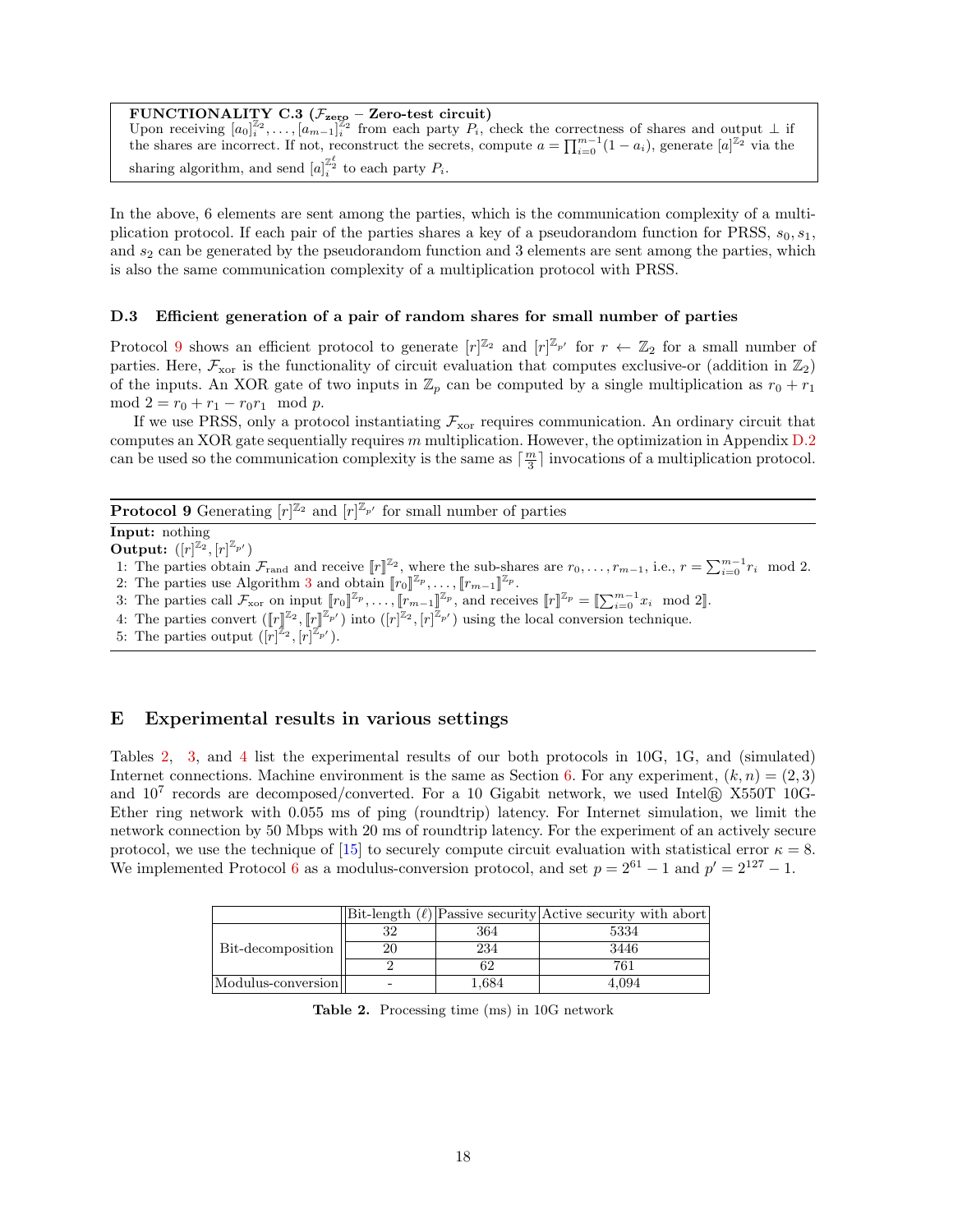**FUNCTIONALITY C.3** ($\mathcal{F}_{\text{zero}}$ – **Zero-test circuit**)
Upon receiving $[a_0]_i^{\mathbb{Z}_2}, \ldots, [a_{m-1}]_i^{\mathbb{Z}_2}$ from each party $P_i$, check the correctness of shares and output $\perp$ if the shares are incorrect. If not, reconstruct the secrets, compute $a = \prod_{i=0}^{m-1}(1 - a_i)$, generate $[a]^{\mathbb{Z}_2}$ via the sharing algorithm, and send $[a]_i^{\mathbb{Z}_2^\ell}$ to each party $P_i$.

In the above, 6 elements are sent among the parties, which is the communication complexity of a multiplication protocol. If each pair of the parties shares a key of a pseudorandom function for PRSS, $s_0$, $s_1$, and $s_2$ can be generated by the pseudorandom function and 3 elements are sent among the parties, which is also the same communication complexity of a multiplication protocol with PRSS.

### D.3 Efficient generation of a pair of random shares for small number of parties

Protocol 9 shows an efficient protocol to generate $[r]^{\mathbb{Z}_2}$ and $[r]^{\mathbb{Z}_{p'}}$ for $r \leftarrow \mathbb{Z}_2$ for a small number of parties. Here, $\mathcal{F}_{\text{xor}}$ is the functionality of circuit evaluation that computes exclusive-or (addition in $\mathbb{Z}_2$) of the inputs. An XOR gate of two inputs in $\mathbb{Z}_p$ can be computed by a single multiplication as $r_0 + r_1 \mod 2 = r_0 + r_1 - r_0 r_1 \mod p$.

If we use PRSS, only a protocol instantiating $\mathcal{F}_{\text{xor}}$ requires communication. An ordinary circuit that computes an XOR gate sequentially requires $m$ multiplication. However, the optimization in Appendix D.2 can be used so the communication complexity is the same as $\lceil \frac{m}{3} \rceil$ invocations of a multiplication protocol.

**Protocol 9** Generating $[r]^{\mathbb{Z}_2}$ and $[r]^{\mathbb{Z}_{p'}}$ for small number of parties

**Input:** nothing
**Output:** $([r]^{\mathbb{Z}_2}, [r]^{\mathbb{Z}_{p'}})$

1: The parties obtain $\mathcal{F}_{\text{rand}}$ and receive $[\![r]\!]^{\mathbb{Z}_2}$, where the sub-shares are $r_0, \ldots, r_{m-1}$, i.e., $r = \sum_{i=0}^{m-1} r_i \mod 2$.
2: The parties use Algorithm 3 and obtain $[\![r_0]\!]^{\mathbb{Z}_p}, \ldots, [\![r_{m-1}]\!]^{\mathbb{Z}_p}$.
3: The parties call $\mathcal{F}_{\text{xor}}$ on input $[\![r_0]\!]^{\mathbb{Z}_p}, \ldots, [\![r_{m-1}]\!]^{\mathbb{Z}_p}$, and receives $[\![r]\!]^{\mathbb{Z}_p} = [\![\sum_{i=0}^{m-1} x_i \mod 2]\!]$.
4: The parties convert $([\![r]\!]^{\mathbb{Z}_2}, [\![r]\!]^{\mathbb{Z}_{p'}})$ into $([r]^{\mathbb{Z}_2}, [r]^{\mathbb{Z}_{p'}})$ using the local conversion technique.
5: The parties output $([r]^{\mathbb{Z}_2}, [r]^{\mathbb{Z}_{p'}})$.

## E Experimental results in various settings

Tables 2, 3, and 4 list the experimental results of our both protocols in 10G, 1G, and (simulated) Internet connections. Machine environment is the same as Section 6. For any experiment, $(k, n) = (2, 3)$ and $10^7$ records are decomposed/converted. For a 10 Gigabit network, we used Intel® X550T 10G-Ether ring network with 0.055 ms of ping (roundtrip) latency. For Internet simulation, we limit the network connection by 50 Mbps with 20 ms of roundtrip latency. For the experiment of an actively secure protocol, we use the technique of [15] to securely compute circuit evaluation with statistical error $\kappa = 8$. We implemented Protocol 6 as a modulus-conversion protocol, and set $p = 2^{61} - 1$ and $p' = 2^{127} - 1$.

| | Bit-length ($\ell$) | Passive security | Active security with abort |
|---|---|---|---|
| Bit-decomposition | 32 | 364 | 5334 |
| | 20 | 234 | 3446 |
| | 2 | 62 | 761 |
| Modulus-conversion | - | 1,684 | 4,094 |

**Table 2.** Processing time (ms) in 10G network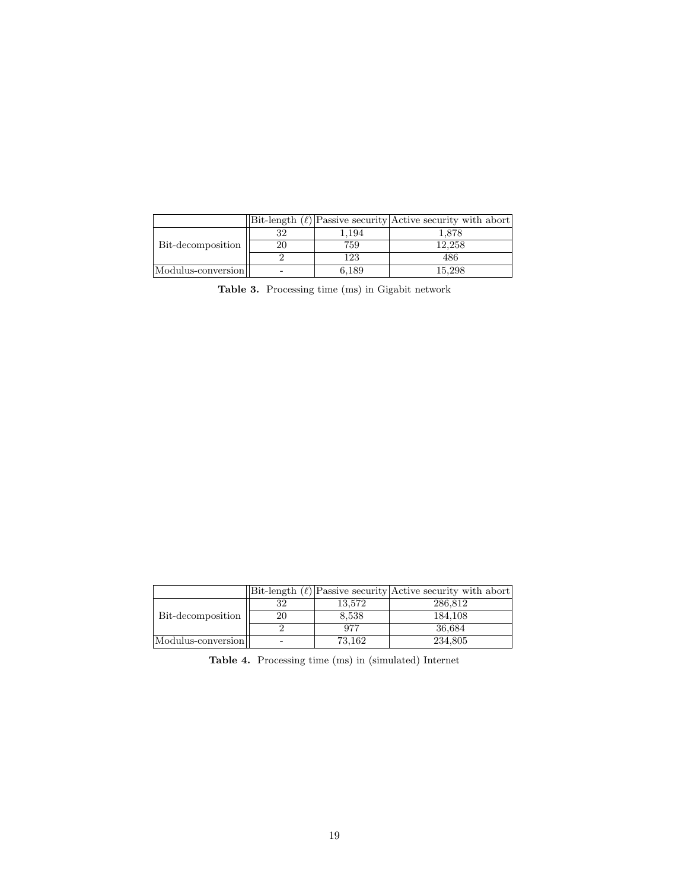| | Bit-length ($\ell$) | Passive security | Active security with abort |
|---|---|---|---|
| Bit-decomposition | 32 | 1,194 | 1,878 |
| | 20 | 759 | 12,258 |
| | 2 | 123 | 486 |
| Modulus-conversion | - | 6,189 | 15,298 |

**Table 3.** Processing time (ms) in Gigabit network

| | Bit-length ($\ell$) | Passive security | Active security with abort |
|---|---|---|---|
| Bit-decomposition | 32 | 13,572 | 286,812 |
| | 20 | 8,538 | 184,108 |
| | 2 | 977 | 36,684 |
| Modulus-conversion | - | 73,162 | 234,805 |

**Table 4.** Processing time (ms) in (simulated) Internet